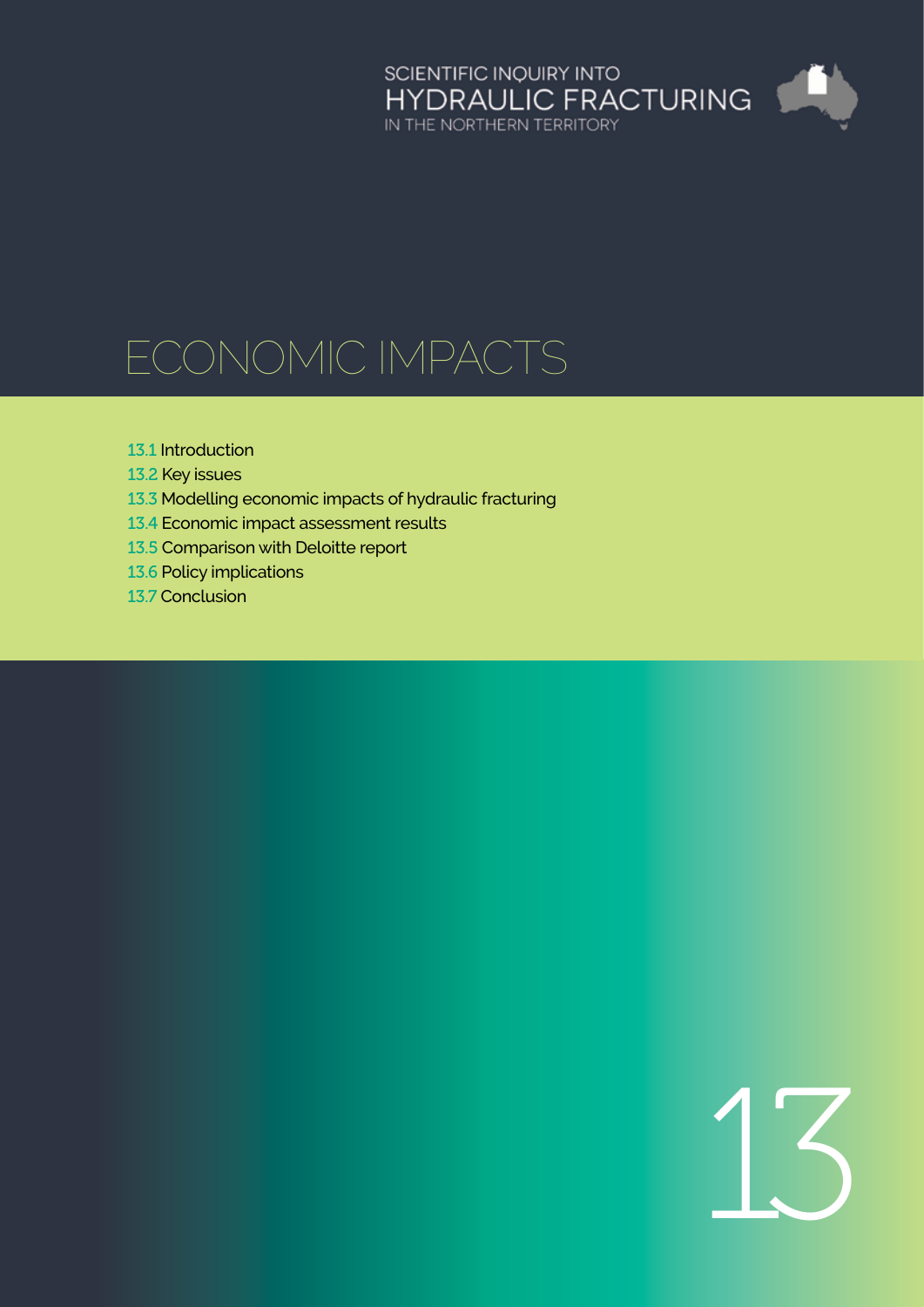SCIENTIFIC INQUIRY INTO
HYDRAULIC FRACTURING
IN THE NORTHERN TERRITORY

# ECONOMIC IMPACTS

13.1 Introduction
13.2 Key issues
13.3 Modelling economic impacts of hydraulic fracturing
13.4 Economic impact assessment results
13.5 Comparison with Deloitte report
13.6 Policy implications
13.7 Conclusion

13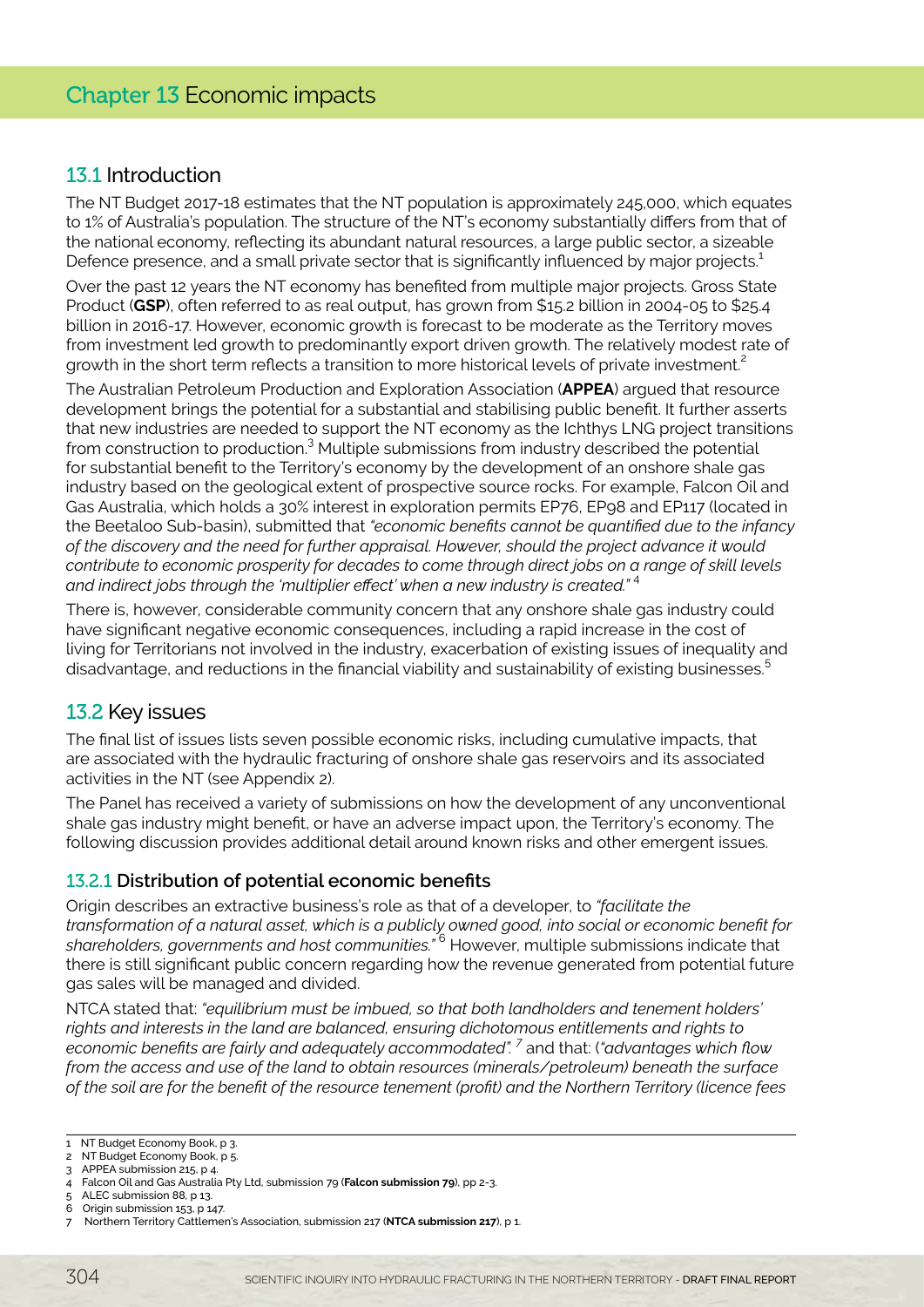# Chapter 13 Economic impacts

## 13.1 Introduction

The NT Budget 2017-18 estimates that the NT population is approximately 245,000, which equates to 1% of Australia's population. The structure of the NT's economy substantially differs from that of the national economy, reflecting its abundant natural resources, a large public sector, a sizeable Defence presence, and a small private sector that is significantly influenced by major projects.[1]

Over the past 12 years the NT economy has benefited from multiple major projects. Gross State Product (**GSP**), often referred to as real output, has grown from $15.2 billion in 2004-05 to $25.4 billion in 2016-17. However, economic growth is forecast to be moderate as the Territory moves from investment led growth to predominantly export driven growth. The relatively modest rate of growth in the short term reflects a transition to more historical levels of private investment.[2]

The Australian Petroleum Production and Exploration Association (**APPEA**) argued that resource development brings the potential for a substantial and stabilising public benefit. It further asserts that new industries are needed to support the NT economy as the Ichthys LNG project transitions from construction to production.[3] Multiple submissions from industry described the potential for substantial benefit to the Territory's economy by the development of an onshore shale gas industry based on the geological extent of prospective source rocks. For example, Falcon Oil and Gas Australia, which holds a 30% interest in exploration permits EP76, EP98 and EP117 (located in the Beetaloo Sub-basin), submitted that *"economic benefits cannot be quantified due to the infancy of the discovery and the need for further appraisal. However, should the project advance it would contribute to economic prosperity for decades to come through direct jobs on a range of skill levels and indirect jobs through the 'multiplier effect' when a new industry is created."* [4]

There is, however, considerable community concern that any onshore shale gas industry could have significant negative economic consequences, including a rapid increase in the cost of living for Territorians not involved in the industry, exacerbation of existing issues of inequality and disadvantage, and reductions in the financial viability and sustainability of existing businesses.[5]

## 13.2 Key issues

The final list of issues lists seven possible economic risks, including cumulative impacts, that are associated with the hydraulic fracturing of onshore shale gas reservoirs and its associated activities in the NT (see Appendix 2).

The Panel has received a variety of submissions on how the development of any unconventional shale gas industry might benefit, or have an adverse impact upon, the Territory's economy. The following discussion provides additional detail around known risks and other emergent issues.

### 13.2.1 Distribution of potential economic benefits

Origin describes an extractive business's role as that of a developer, to *"facilitate the transformation of a natural asset, which is a publicly owned good, into social or economic benefit for shareholders, governments and host communities."* [6] However, multiple submissions indicate that there is still significant public concern regarding how the revenue generated from potential future gas sales will be managed and divided.

NTCA stated that: *"equilibrium must be imbued, so that both landholders and tenement holders' rights and interests in the land are balanced, ensuring dichotomous entitlements and rights to economic benefits are fairly and adequately accommodated".* [7] and that: (*"advantages which flow from the access and use of the land to obtain resources (minerals/petroleum) beneath the surface of the soil are for the benefit of the resource tenement (profit) and the Northern Territory (licence fees*

---

1 NT Budget Economy Book, p 3.
2 NT Budget Economy Book, p 5.
3 APPEA submission 215, p 4.
4 Falcon Oil and Gas Australia Pty Ltd, submission 79 (**Falcon submission 79**), pp 2-3.
5 ALEC submission 88, p 13.
6 Origin submission 153, p 147.
7 Northern Territory Cattlemen's Association, submission 217 (**NTCA submission 217**), p 1.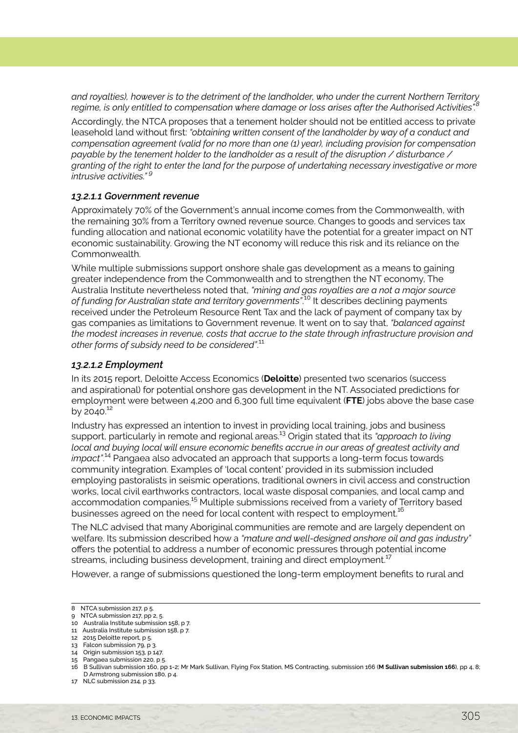*and royalties), however is to the detriment of the landholder, who under the current Northern Territory regime, is only entitled to compensation where damage or loss arises after the Authorised Activities".*[8]

Accordingly, the NTCA proposes that a tenement holder should not be entitled access to private leasehold land without first: *"obtaining written consent of the landholder by way of a conduct and compensation agreement (valid for no more than one (1) year), including provision for compensation payable by the tenement holder to the landholder as a result of the disruption / disturbance / granting of the right to enter the land for the purpose of undertaking necessary investigative or more intrusive activities."* [9]

#### *13.2.1.1 Government revenue*

Approximately 70% of the Government's annual income comes from the Commonwealth, with the remaining 30% from a Territory owned revenue source. Changes to goods and services tax funding allocation and national economic volatility have the potential for a greater impact on NT economic sustainability. Growing the NT economy will reduce this risk and its reliance on the Commonwealth.

While multiple submissions support onshore shale gas development as a means to gaining greater independence from the Commonwealth and to strengthen the NT economy, The Australia Institute nevertheless noted that, *"mining and gas royalties are a not a major source of funding for Australian state and territory governments"*.[10] It describes declining payments received under the Petroleum Resource Rent Tax and the lack of payment of company tax by gas companies as limitations to Government revenue. It went on to say that, *"balanced against the modest increases in revenue, costs that accrue to the state through infrastructure provision and other forms of subsidy need to be considered"*.[11]

#### *13.2.1.2 Employment*

In its 2015 report, Deloitte Access Economics (**Deloitte**) presented two scenarios (success and aspirational) for potential onshore gas development in the NT. Associated predictions for employment were between 4,200 and 6,300 full time equivalent (**FTE**) jobs above the base case by 2040.[12]

Industry has expressed an intention to invest in providing local training, jobs and business support, particularly in remote and regional areas.[13] Origin stated that its *"approach to living local and buying local will ensure economic benefits accrue in our areas of greatest activity and impact"*.[14] Pangaea also advocated an approach that supports a long-term focus towards community integration. Examples of 'local content' provided in its submission included employing pastoralists in seismic operations, traditional owners in civil access and construction works, local civil earthworks contractors, local waste disposal companies, and local camp and accommodation companies.[15] Multiple submissions received from a variety of Territory based businesses agreed on the need for local content with respect to employment.[16]

The NLC advised that many Aboriginal communities are remote and are largely dependent on welfare. Its submission described how a *"mature and well-designed onshore oil and gas industry"* offers the potential to address a number of economic pressures through potential income streams, including business development, training and direct employment.[17]

However, a range of submissions questioned the long-term employment benefits to rural and

---

8 NTCA submission 217, p 5.
9 NTCA submission 217, pp 2, 5.
10 Australia Institute submission 158, p 7.
11 Australia Institute submission 158, p 7.
12 2015 Deloitte report, p 5.
13 Falcon submission 79, p 3.
14 Origin submission 153, p 147.
15 Pangaea submission 220, p 5.
16 B Sullivan submission 160, pp 1-2; Mr Mark Sullivan, Flying Fox Station, MS Contracting, submission 166 (**M Sullivan submission 166**), pp 4, 8; D Armstrong submission 180, p 4.
17 NLC submission 214, p 33.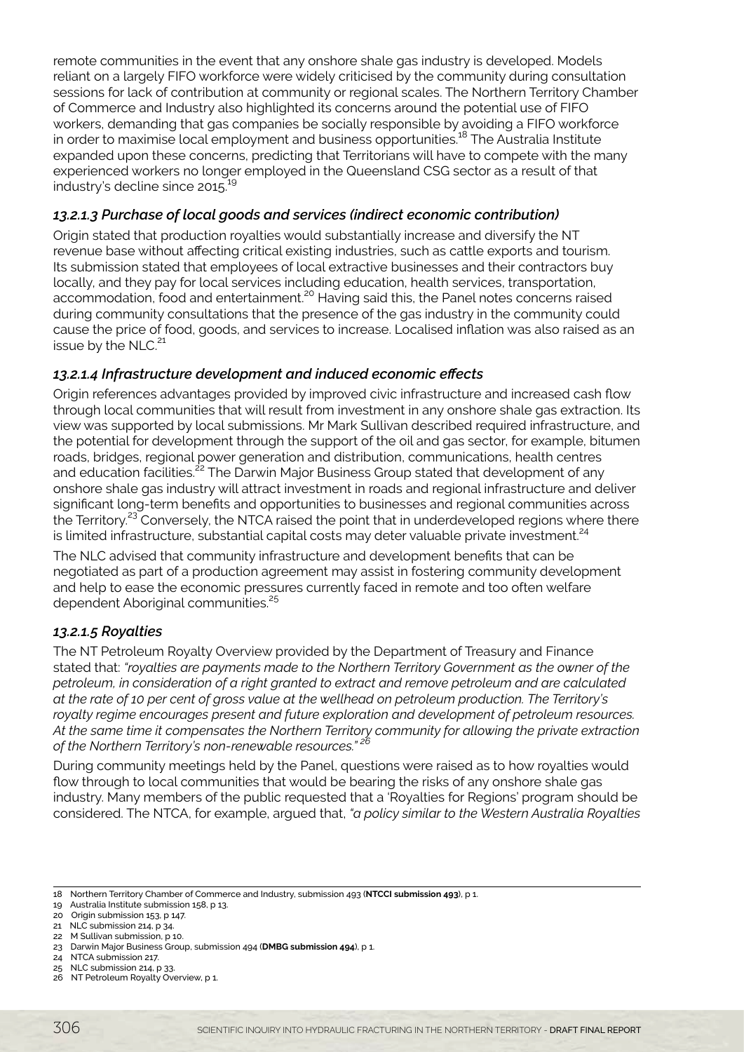remote communities in the event that any onshore shale gas industry is developed. Models reliant on a largely FIFO workforce were widely criticised by the community during consultation sessions for lack of contribution at community or regional scales. The Northern Territory Chamber of Commerce and Industry also highlighted its concerns around the potential use of FIFO workers, demanding that gas companies be socially responsible by avoiding a FIFO workforce in order to maximise local employment and business opportunities.[18] The Australia Institute expanded upon these concerns, predicting that Territorians will have to compete with the many experienced workers no longer employed in the Queensland CSG sector as a result of that industry's decline since 2015.[19]

### *13.2.1.3 Purchase of local goods and services (indirect economic contribution)*

Origin stated that production royalties would substantially increase and diversify the NT revenue base without affecting critical existing industries, such as cattle exports and tourism. Its submission stated that employees of local extractive businesses and their contractors buy locally, and they pay for local services including education, health services, transportation, accommodation, food and entertainment.[20] Having said this, the Panel notes concerns raised during community consultations that the presence of the gas industry in the community could cause the price of food, goods, and services to increase. Localised inflation was also raised as an issue by the NLC.[21]

### *13.2.1.4 Infrastructure development and induced economic effects*

Origin references advantages provided by improved civic infrastructure and increased cash flow through local communities that will result from investment in any onshore shale gas extraction. Its view was supported by local submissions. Mr Mark Sullivan described required infrastructure, and the potential for development through the support of the oil and gas sector, for example, bitumen roads, bridges, regional power generation and distribution, communications, health centres and education facilities.[22] The Darwin Major Business Group stated that development of any onshore shale gas industry will attract investment in roads and regional infrastructure and deliver significant long-term benefits and opportunities to businesses and regional communities across the Territory.[23] Conversely, the NTCA raised the point that in underdeveloped regions where there is limited infrastructure, substantial capital costs may deter valuable private investment.[24]

The NLC advised that community infrastructure and development benefits that can be negotiated as part of a production agreement may assist in fostering community development and help to ease the economic pressures currently faced in remote and too often welfare dependent Aboriginal communities.[25]

### *13.2.1.5 Royalties*

The NT Petroleum Royalty Overview provided by the Department of Treasury and Finance stated that: *"royalties are payments made to the Northern Territory Government as the owner of the petroleum, in consideration of a right granted to extract and remove petroleum and are calculated at the rate of 10 per cent of gross value at the wellhead on petroleum production. The Territory's royalty regime encourages present and future exploration and development of petroleum resources. At the same time it compensates the Northern Territory community for allowing the private extraction of the Northern Territory's non-renewable resources."* [26]

During community meetings held by the Panel, questions were raised as to how royalties would flow through to local communities that would be bearing the risks of any onshore shale gas industry. Many members of the public requested that a 'Royalties for Regions' program should be considered. The NTCA, for example, argued that, *"a policy similar to the Western Australia Royalties*

---

18 Northern Territory Chamber of Commerce and Industry, submission 493 (**NTCCI submission 493**), p 1.
19 Australia Institute submission 158, p 13.
20 Origin submission 153, p 147.
21 NLC submission 214, p 34.
22 M Sullivan submission, p 10.
23 Darwin Major Business Group, submission 494 (**DMBG submission 494**), p 1.
24 NTCA submission 217.
25 NLC submission 214, p 33.
26 NT Petroleum Royalty Overview, p 1.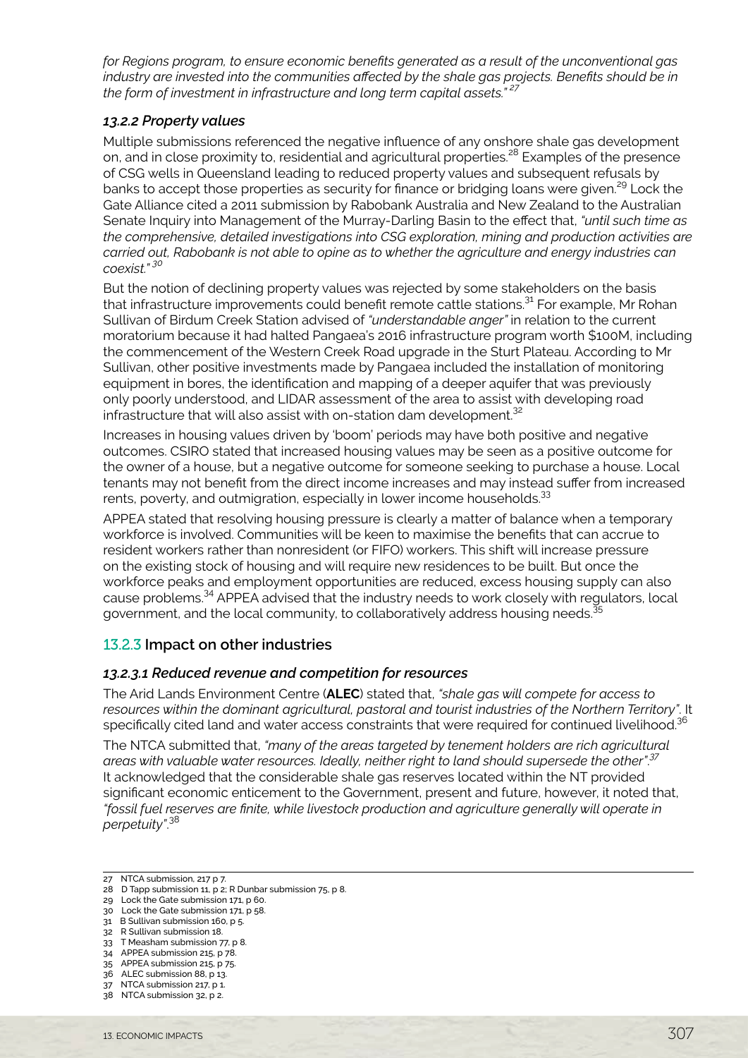*for Regions program, to ensure economic benefits generated as a result of the unconventional gas industry are invested into the communities affected by the shale gas projects. Benefits should be in the form of investment in infrastructure and long term capital assets."* [27]

#### *13.2.2 Property values*

Multiple submissions referenced the negative influence of any onshore shale gas development on, and in close proximity to, residential and agricultural properties.[28] Examples of the presence of CSG wells in Queensland leading to reduced property values and subsequent refusals by banks to accept those properties as security for finance or bridging loans were given.[29] Lock the Gate Alliance cited a 2011 submission by Rabobank Australia and New Zealand to the Australian Senate Inquiry into Management of the Murray-Darling Basin to the effect that, *"until such time as the comprehensive, detailed investigations into CSG exploration, mining and production activities are carried out, Rabobank is not able to opine as to whether the agriculture and energy industries can coexist."* [30]

But the notion of declining property values was rejected by some stakeholders on the basis that infrastructure improvements could benefit remote cattle stations.[31] For example, Mr Rohan Sullivan of Birdum Creek Station advised of *"understandable anger"* in relation to the current moratorium because it had halted Pangaea's 2016 infrastructure program worth $100M, including the commencement of the Western Creek Road upgrade in the Sturt Plateau. According to Mr Sullivan, other positive investments made by Pangaea included the installation of monitoring equipment in bores, the identification and mapping of a deeper aquifer that was previously only poorly understood, and LIDAR assessment of the area to assist with developing road infrastructure that will also assist with on-station dam development.[32]

Increases in housing values driven by 'boom' periods may have both positive and negative outcomes. CSIRO stated that increased housing values may be seen as a positive outcome for the owner of a house, but a negative outcome for someone seeking to purchase a house. Local tenants may not benefit from the direct income increases and may instead suffer from increased rents, poverty, and outmigration, especially in lower income households.[33]

APPEA stated that resolving housing pressure is clearly a matter of balance when a temporary workforce is involved. Communities will be keen to maximise the benefits that can accrue to resident workers rather than nonresident (or FIFO) workers. This shift will increase pressure on the existing stock of housing and will require new residences to be built. But once the workforce peaks and employment opportunities are reduced, excess housing supply can also cause problems.[34] APPEA advised that the industry needs to work closely with regulators, local government, and the local community, to collaboratively address housing needs.[35]

### 13.2.3 Impact on other industries

#### *13.2.3.1 Reduced revenue and competition for resources*

The Arid Lands Environment Centre (**ALEC**) stated that, *"shale gas will compete for access to resources within the dominant agricultural, pastoral and tourist industries of the Northern Territory"*. It specifically cited land and water access constraints that were required for continued livelihood.[36]

The NTCA submitted that, *"many of the areas targeted by tenement holders are rich agricultural areas with valuable water resources. Ideally, neither right to land should supersede the other".*[37] It acknowledged that the considerable shale gas reserves located within the NT provided significant economic enticement to the Government, present and future, however, it noted that, *"fossil fuel reserves are finite, while livestock production and agriculture generally will operate in perpetuity".*[38]

---

27 NTCA submission, 217 p 7.
28 D Tapp submission 11, p 2; R Dunbar submission 75, p 8.
29 Lock the Gate submission 171, p 60.
30 Lock the Gate submission 171, p 58.
31 B Sullivan submission 160, p 5.
32 R Sullivan submission 18.
33 T Measham submission 77, p 8.
34 APPEA submission 215, p 78.
35 APPEA submission 215, p 75.
36 ALEC submission 88, p 13.
37 NTCA submission 217, p 1.
38 NTCA submission 32, p 2.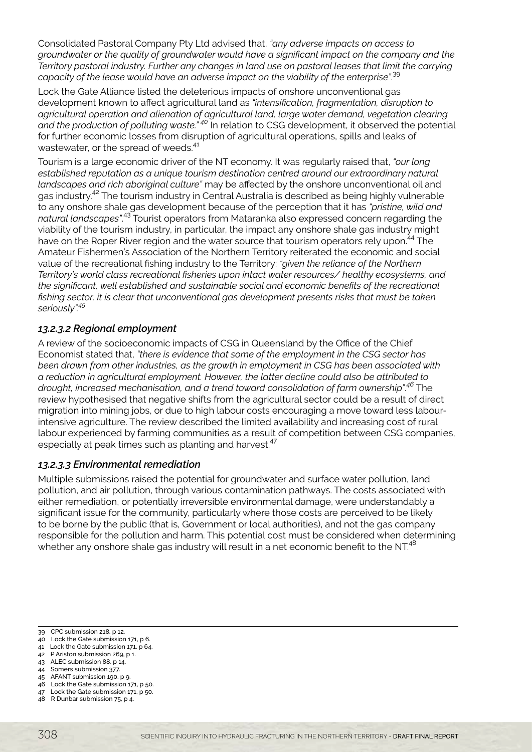Consolidated Pastoral Company Pty Ltd advised that, *"any adverse impacts on access to groundwater or the quality of groundwater would have a significant impact on the company and the Territory pastoral industry. Further any changes in land use on pastoral leases that limit the carrying capacity of the lease would have an adverse impact on the viability of the enterprise"*.[39]

Lock the Gate Alliance listed the deleterious impacts of onshore unconventional gas development known to affect agricultural land as *"intensification, fragmentation, disruption to agricultural operation and alienation of agricultural land, large water demand, vegetation clearing and the production of polluting waste."*[40] In relation to CSG development, it observed the potential for further economic losses from disruption of agricultural operations, spills and leaks of wastewater, or the spread of weeds.[41]

Tourism is a large economic driver of the NT economy. It was regularly raised that, *"our long established reputation as a unique tourism destination centred around our extraordinary natural landscapes and rich aboriginal culture"* may be affected by the onshore unconventional oil and gas industry.[42] The tourism industry in Central Australia is described as being highly vulnerable to any onshore shale gas development because of the perception that it has *"pristine, wild and natural landscapes"*.[43] Tourist operators from Mataranka also expressed concern regarding the viability of the tourism industry, in particular, the impact any onshore shale gas industry might have on the Roper River region and the water source that tourism operators rely upon.[44] The Amateur Fishermen's Association of the Northern Territory reiterated the economic and social value of the recreational fishing industry to the Territory: *"given the reliance of the Northern Territory's world class recreational fisheries upon intact water resources/ healthy ecosystems, and the significant, well established and sustainable social and economic benefits of the recreational fishing sector, it is clear that unconventional gas development presents risks that must be taken seriously".*[45]

#### *13.2.3.2 Regional employment*

A review of the socioeconomic impacts of CSG in Queensland by the Office of the Chief Economist stated that, *"there is evidence that some of the employment in the CSG sector has been drawn from other industries, as the growth in employment in CSG has been associated with a reduction in agricultural employment. However, the latter decline could also be attributed to drought, increased mechanisation, and a trend toward consolidation of farm ownership".*[46] The review hypothesised that negative shifts from the agricultural sector could be a result of direct migration into mining jobs, or due to high labour costs encouraging a move toward less labour-intensive agriculture. The review described the limited availability and increasing cost of rural labour experienced by farming communities as a result of competition between CSG companies, especially at peak times such as planting and harvest.[47]

#### *13.2.3.3 Environmental remediation*

Multiple submissions raised the potential for groundwater and surface water pollution, land pollution, and air pollution, through various contamination pathways. The costs associated with either remediation, or potentially irreversible environmental damage, were understandably a significant issue for the community, particularly where those costs are perceived to be likely to be borne by the public (that is, Government or local authorities), and not the gas company responsible for the pollution and harm. This potential cost must be considered when determining whether any onshore shale gas industry will result in a net economic benefit to the NT.[48]

---

39 CPC submission 218, p 12.
40 Lock the Gate submission 171, p 6.
41 Lock the Gate submission 171, p 64.
42 P Ariston submission 269, p 1.
43 ALEC submission 88, p 14.
44 Somers submission 377.
45 AFANT submission 190, p 9.
46 Lock the Gate submission 171, p 50.
47 Lock the Gate submission 171, p 50.
48 R Dunbar submission 75, p 4.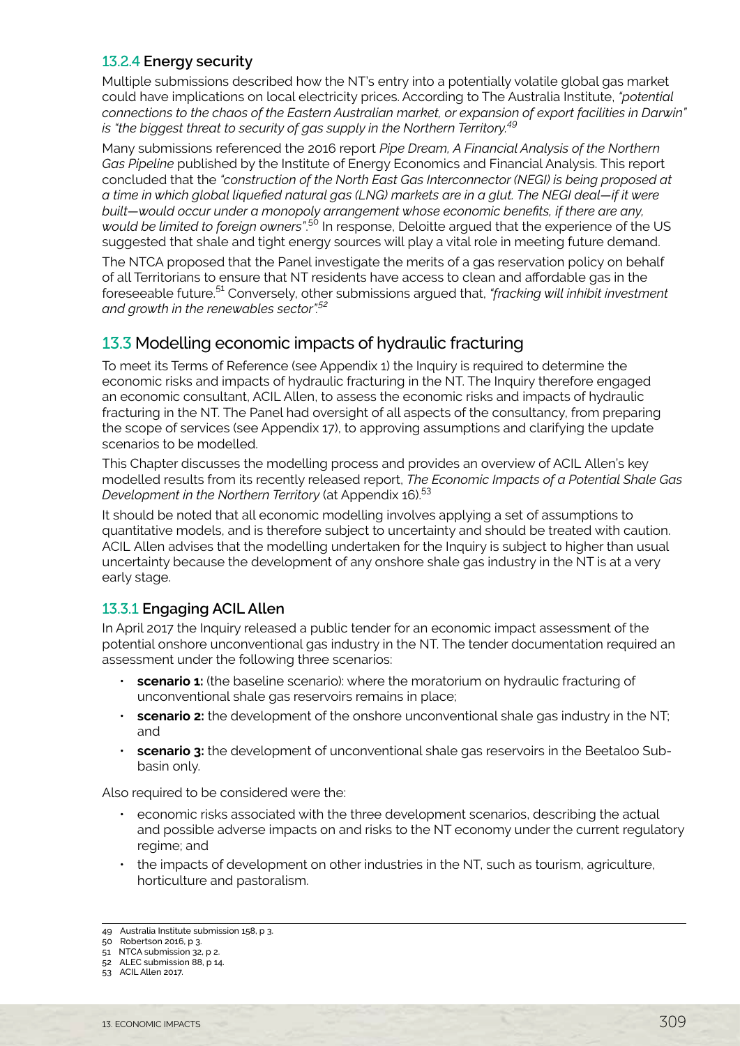### 13.2.4 Energy security

Multiple submissions described how the NT's entry into a potentially volatile global gas market could have implications on local electricity prices. According to The Australia Institute, *"potential connections to the chaos of the Eastern Australian market, or expansion of export facilities in Darwin" is "the biggest threat to security of gas supply in the Northern Territory.*[49]

Many submissions referenced the 2016 report *Pipe Dream, A Financial Analysis of the Northern Gas Pipeline* published by the Institute of Energy Economics and Financial Analysis. This report concluded that the *"construction of the North East Gas Interconnector (NEGI) is being proposed at a time in which global liquefied natural gas (LNG) markets are in a glut. The NEGI deal—if it were built—would occur under a monopoly arrangement whose economic benefits, if there are any, would be limited to foreign owners"*.[50] In response, Deloitte argued that the experience of the US suggested that shale and tight energy sources will play a vital role in meeting future demand.

The NTCA proposed that the Panel investigate the merits of a gas reservation policy on behalf of all Territorians to ensure that NT residents have access to clean and affordable gas in the foreseeable future.[51] Conversely, other submissions argued that, *"fracking will inhibit investment and growth in the renewables sector".*[52]

## 13.3 Modelling economic impacts of hydraulic fracturing

To meet its Terms of Reference (see Appendix 1) the Inquiry is required to determine the economic risks and impacts of hydraulic fracturing in the NT. The Inquiry therefore engaged an economic consultant, ACIL Allen, to assess the economic risks and impacts of hydraulic fracturing in the NT. The Panel had oversight of all aspects of the consultancy, from preparing the scope of services (see Appendix 17), to approving assumptions and clarifying the update scenarios to be modelled.

This Chapter discusses the modelling process and provides an overview of ACIL Allen's key modelled results from its recently released report, *The Economic Impacts of a Potential Shale Gas Development in the Northern Territory* (at Appendix 16).[53]

It should be noted that all economic modelling involves applying a set of assumptions to quantitative models, and is therefore subject to uncertainty and should be treated with caution. ACIL Allen advises that the modelling undertaken for the Inquiry is subject to higher than usual uncertainty because the development of any onshore shale gas industry in the NT is at a very early stage.

### 13.3.1 Engaging ACIL Allen

In April 2017 the Inquiry released a public tender for an economic impact assessment of the potential onshore unconventional gas industry in the NT. The tender documentation required an assessment under the following three scenarios:

- **scenario 1:** (the baseline scenario): where the moratorium on hydraulic fracturing of unconventional shale gas reservoirs remains in place;
- **scenario 2:** the development of the onshore unconventional shale gas industry in the NT; and
- **scenario 3:** the development of unconventional shale gas reservoirs in the Beetaloo Sub-basin only.

Also required to be considered were the:

- economic risks associated with the three development scenarios, describing the actual and possible adverse impacts on and risks to the NT economy under the current regulatory regime; and
- the impacts of development on other industries in the NT, such as tourism, agriculture, horticulture and pastoralism.

---

49 Australia Institute submission 158, p 3.
50 Robertson 2016, p 3.
51 NTCA submission 32, p 2.
52 ALEC submission 88, p 14.
53 ACIL Allen 2017.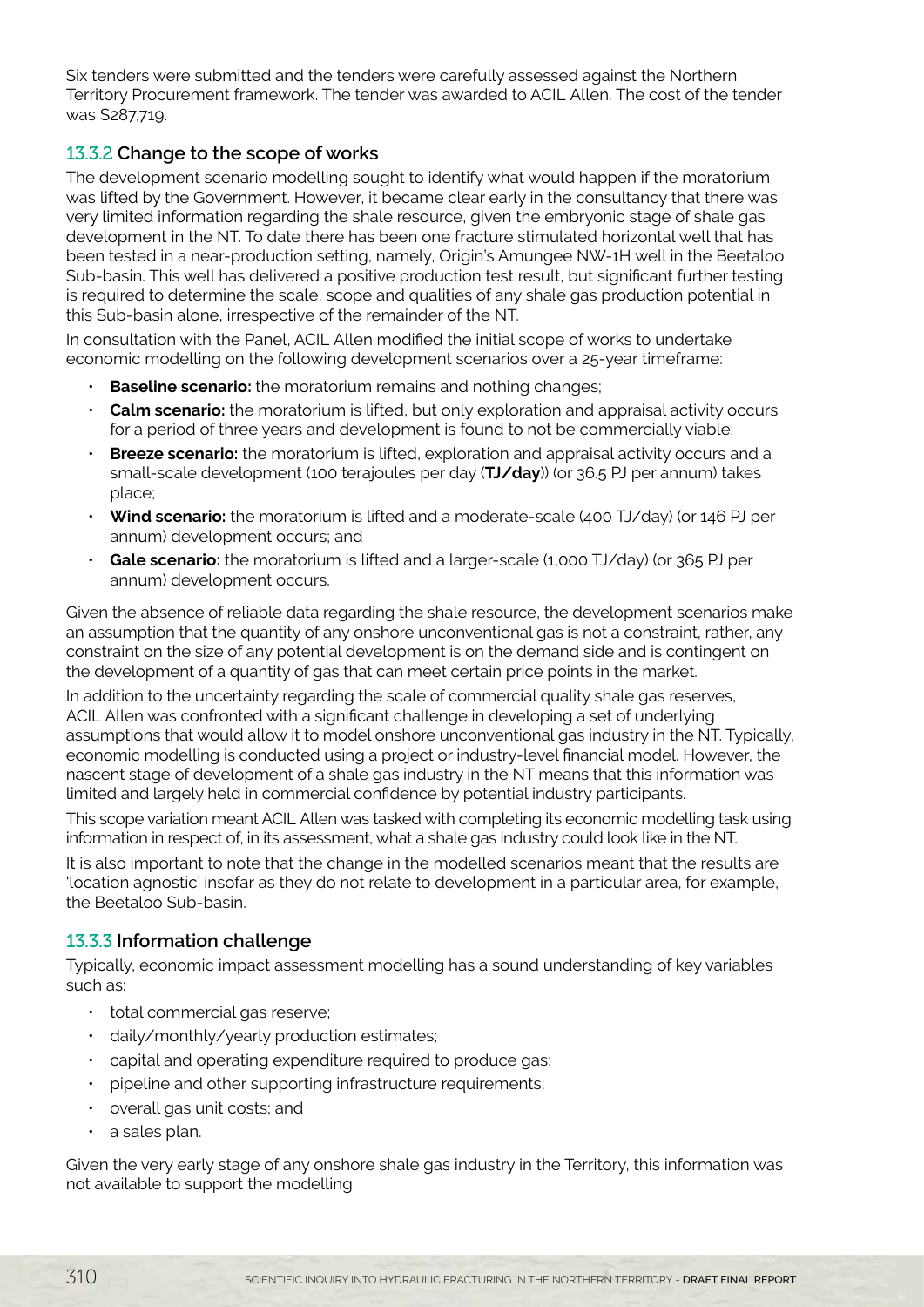Six tenders were submitted and the tenders were carefully assessed against the Northern Territory Procurement framework. The tender was awarded to ACIL Allen. The cost of the tender was $287,719.

### 13.3.2 Change to the scope of works

The development scenario modelling sought to identify what would happen if the moratorium was lifted by the Government. However, it became clear early in the consultancy that there was very limited information regarding the shale resource, given the embryonic stage of shale gas development in the NT. To date there has been one fracture stimulated horizontal well that has been tested in a near-production setting, namely, Origin's Amungee NW-1H well in the Beetaloo Sub-basin. This well has delivered a positive production test result, but significant further testing is required to determine the scale, scope and qualities of any shale gas production potential in this Sub-basin alone, irrespective of the remainder of the NT.

In consultation with the Panel, ACIL Allen modified the initial scope of works to undertake economic modelling on the following development scenarios over a 25-year timeframe:

- **Baseline scenario:** the moratorium remains and nothing changes;
- **Calm scenario:** the moratorium is lifted, but only exploration and appraisal activity occurs for a period of three years and development is found to not be commercially viable;
- **Breeze scenario:** the moratorium is lifted, exploration and appraisal activity occurs and a small-scale development (100 terajoules per day (**TJ/day**)) (or 36.5 PJ per annum) takes place;
- **Wind scenario:** the moratorium is lifted and a moderate-scale (400 TJ/day) (or 146 PJ per annum) development occurs; and
- **Gale scenario:** the moratorium is lifted and a larger-scale (1,000 TJ/day) (or 365 PJ per annum) development occurs.

Given the absence of reliable data regarding the shale resource, the development scenarios make an assumption that the quantity of any onshore unconventional gas is not a constraint, rather, any constraint on the size of any potential development is on the demand side and is contingent on the development of a quantity of gas that can meet certain price points in the market.

In addition to the uncertainty regarding the scale of commercial quality shale gas reserves, ACIL Allen was confronted with a significant challenge in developing a set of underlying assumptions that would allow it to model onshore unconventional gas industry in the NT. Typically, economic modelling is conducted using a project or industry-level financial model. However, the nascent stage of development of a shale gas industry in the NT means that this information was limited and largely held in commercial confidence by potential industry participants.

This scope variation meant ACIL Allen was tasked with completing its economic modelling task using information in respect of, in its assessment, what a shale gas industry could look like in the NT.

It is also important to note that the change in the modelled scenarios meant that the results are 'location agnostic' insofar as they do not relate to development in a particular area, for example, the Beetaloo Sub-basin.

### 13.3.3 Information challenge

Typically, economic impact assessment modelling has a sound understanding of key variables such as:

- total commercial gas reserve;
- daily/monthly/yearly production estimates;
- capital and operating expenditure required to produce gas;
- pipeline and other supporting infrastructure requirements;
- overall gas unit costs; and
- a sales plan.

Given the very early stage of any onshore shale gas industry in the Territory, this information was not available to support the modelling.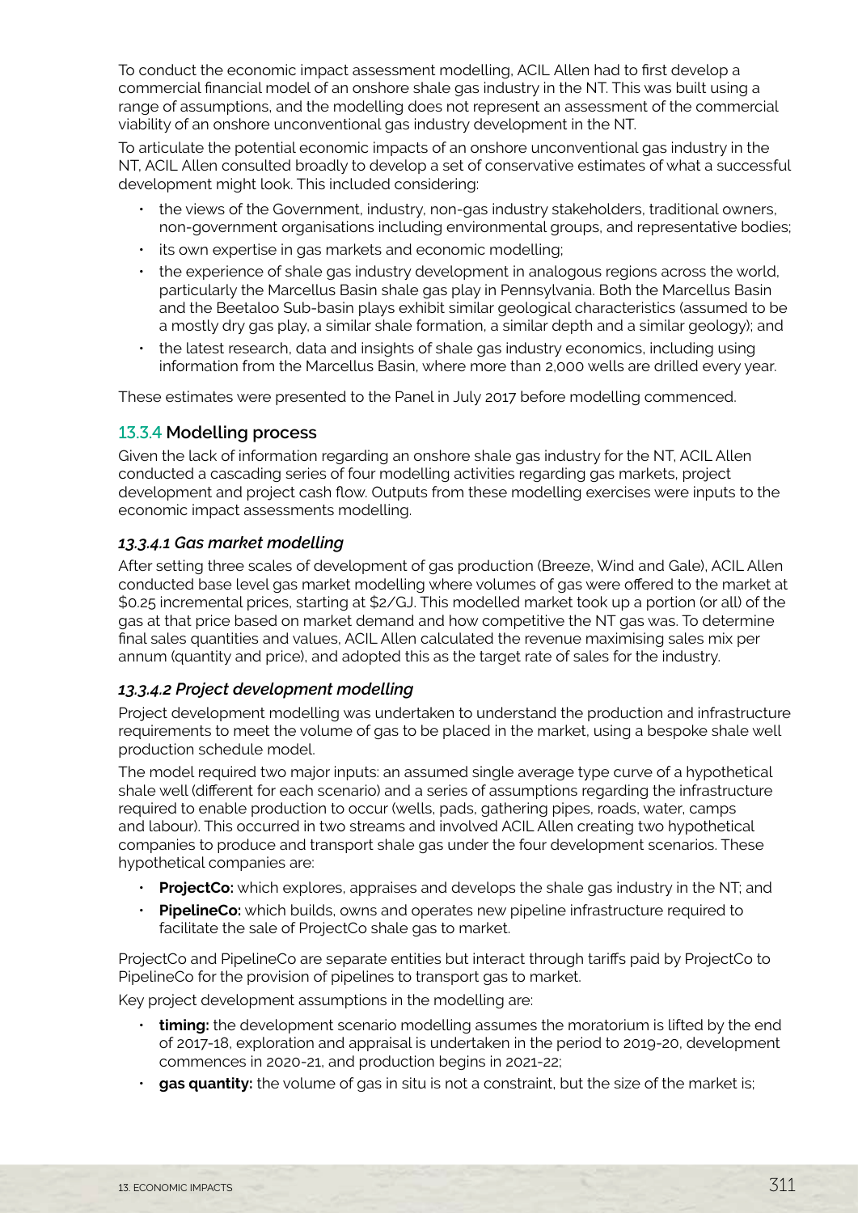To conduct the economic impact assessment modelling, ACIL Allen had to first develop a commercial financial model of an onshore shale gas industry in the NT. This was built using a range of assumptions, and the modelling does not represent an assessment of the commercial viability of an onshore unconventional gas industry development in the NT.

To articulate the potential economic impacts of an onshore unconventional gas industry in the NT, ACIL Allen consulted broadly to develop a set of conservative estimates of what a successful development might look. This included considering:

- the views of the Government, industry, non-gas industry stakeholders, traditional owners, non-government organisations including environmental groups, and representative bodies;
- its own expertise in gas markets and economic modelling;
- the experience of shale gas industry development in analogous regions across the world, particularly the Marcellus Basin shale gas play in Pennsylvania. Both the Marcellus Basin and the Beetaloo Sub-basin plays exhibit similar geological characteristics (assumed to be a mostly dry gas play, a similar shale formation, a similar depth and a similar geology); and
- the latest research, data and insights of shale gas industry economics, including using information from the Marcellus Basin, where more than 2,000 wells are drilled every year.

These estimates were presented to the Panel in July 2017 before modelling commenced.

### 13.3.4 Modelling process

Given the lack of information regarding an onshore shale gas industry for the NT, ACIL Allen conducted a cascading series of four modelling activities regarding gas markets, project development and project cash flow. Outputs from these modelling exercises were inputs to the economic impact assessments modelling.

#### *13.3.4.1 Gas market modelling*

After setting three scales of development of gas production (Breeze, Wind and Gale), ACIL Allen conducted base level gas market modelling where volumes of gas were offered to the market at \$0.25 incremental prices, starting at \$2/GJ. This modelled market took up a portion (or all) of the gas at that price based on market demand and how competitive the NT gas was. To determine final sales quantities and values, ACIL Allen calculated the revenue maximising sales mix per annum (quantity and price), and adopted this as the target rate of sales for the industry.

#### *13.3.4.2 Project development modelling*

Project development modelling was undertaken to understand the production and infrastructure requirements to meet the volume of gas to be placed in the market, using a bespoke shale well production schedule model.

The model required two major inputs: an assumed single average type curve of a hypothetical shale well (different for each scenario) and a series of assumptions regarding the infrastructure required to enable production to occur (wells, pads, gathering pipes, roads, water, camps and labour). This occurred in two streams and involved ACIL Allen creating two hypothetical companies to produce and transport shale gas under the four development scenarios. These hypothetical companies are:

- **ProjectCo:** which explores, appraises and develops the shale gas industry in the NT; and
- **PipelineCo:** which builds, owns and operates new pipeline infrastructure required to facilitate the sale of ProjectCo shale gas to market.

ProjectCo and PipelineCo are separate entities but interact through tariffs paid by ProjectCo to PipelineCo for the provision of pipelines to transport gas to market.

Key project development assumptions in the modelling are:

- **timing:** the development scenario modelling assumes the moratorium is lifted by the end of 2017-18, exploration and appraisal is undertaken in the period to 2019-20, development commences in 2020-21, and production begins in 2021-22;
- **gas quantity:** the volume of gas in situ is not a constraint, but the size of the market is;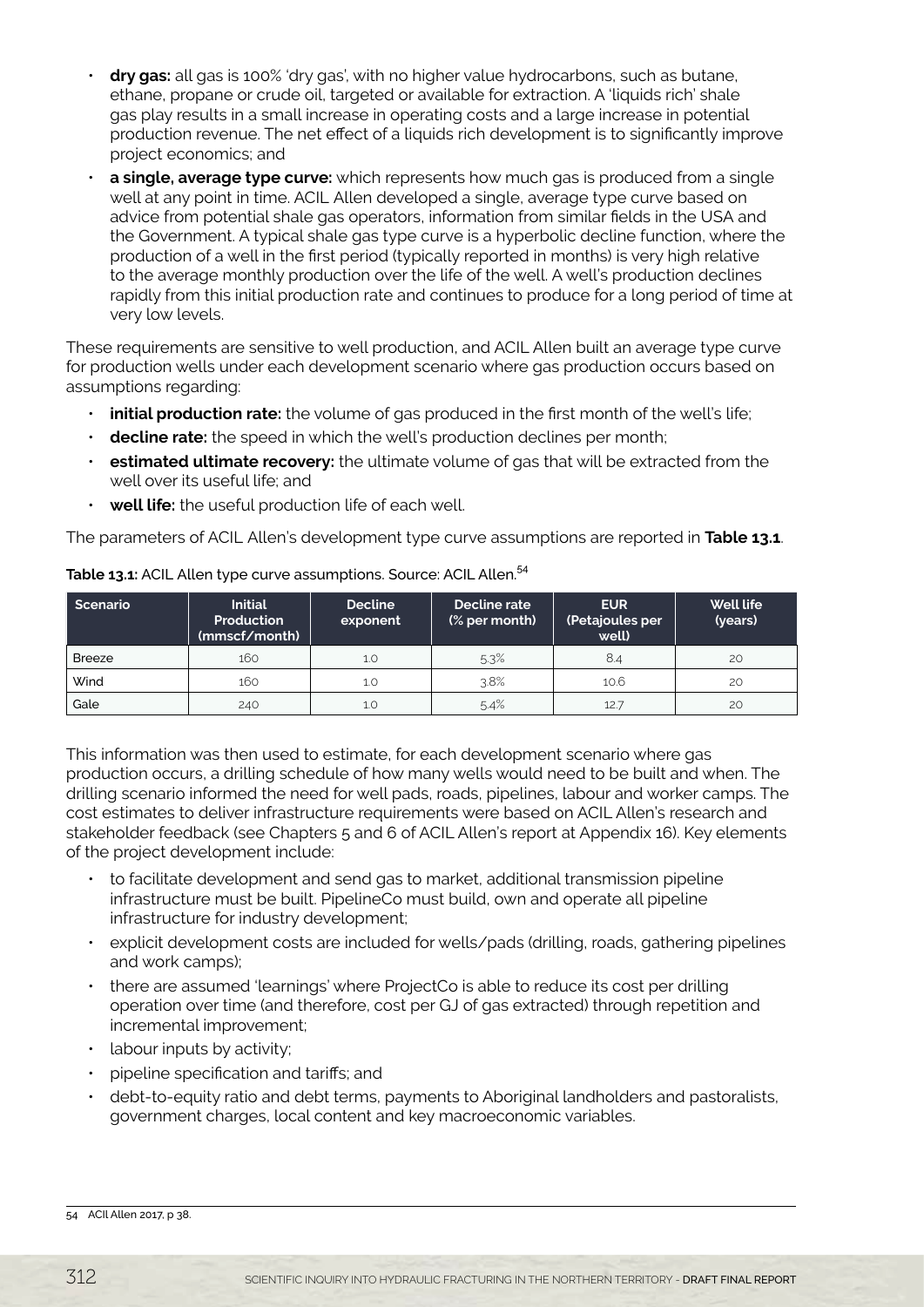- **dry gas:** all gas is 100% 'dry gas', with no higher value hydrocarbons, such as butane, ethane, propane or crude oil, targeted or available for extraction. A 'liquids rich' shale gas play results in a small increase in operating costs and a large increase in potential production revenue. The net effect of a liquids rich development is to significantly improve project economics; and
- **a single, average type curve:** which represents how much gas is produced from a single well at any point in time. ACIL Allen developed a single, average type curve based on advice from potential shale gas operators, information from similar fields in the USA and the Government. A typical shale gas type curve is a hyperbolic decline function, where the production of a well in the first period (typically reported in months) is very high relative to the average monthly production over the life of the well. A well's production declines rapidly from this initial production rate and continues to produce for a long period of time at very low levels.

These requirements are sensitive to well production, and ACIL Allen built an average type curve for production wells under each development scenario where gas production occurs based on assumptions regarding:

- **initial production rate:** the volume of gas produced in the first month of the well's life;
- **decline rate:** the speed in which the well's production declines per month;
- **estimated ultimate recovery:** the ultimate volume of gas that will be extracted from the well over its useful life; and
- **well life:** the useful production life of each well.

The parameters of ACIL Allen's development type curve assumptions are reported in **Table 13.1**.

**Table 13.1:** ACIL Allen type curve assumptions. Source: ACIL Allen.[54]

| Scenario | Initial Production (mmscf/month) | Decline exponent | Decline rate (% per month) | EUR (Petajoules per well) | Well life (years) |
|---|---|---|---|---|---|
| Breeze | 160 | 1.0 | 5.3% | 8.4 | 20 |
| Wind | 160 | 1.0 | 3.8% | 10.6 | 20 |
| Gale | 240 | 1.0 | 5.4% | 12.7 | 20 |

This information was then used to estimate, for each development scenario where gas production occurs, a drilling schedule of how many wells would need to be built and when. The drilling scenario informed the need for well pads, roads, pipelines, labour and worker camps. The cost estimates to deliver infrastructure requirements were based on ACIL Allen's research and stakeholder feedback (see Chapters 5 and 6 of ACIL Allen's report at Appendix 16). Key elements of the project development include:

- to facilitate development and send gas to market, additional transmission pipeline infrastructure must be built. PipelineCo must build, own and operate all pipeline infrastructure for industry development;
- explicit development costs are included for wells/pads (drilling, roads, gathering pipelines and work camps);
- there are assumed 'learnings' where ProjectCo is able to reduce its cost per drilling operation over time (and therefore, cost per GJ of gas extracted) through repetition and incremental improvement;
- labour inputs by activity;
- pipeline specification and tariffs; and
- debt-to-equity ratio and debt terms, payments to Aboriginal landholders and pastoralists, government charges, local content and key macroeconomic variables.

54 ACIl Allen 2017, p 38.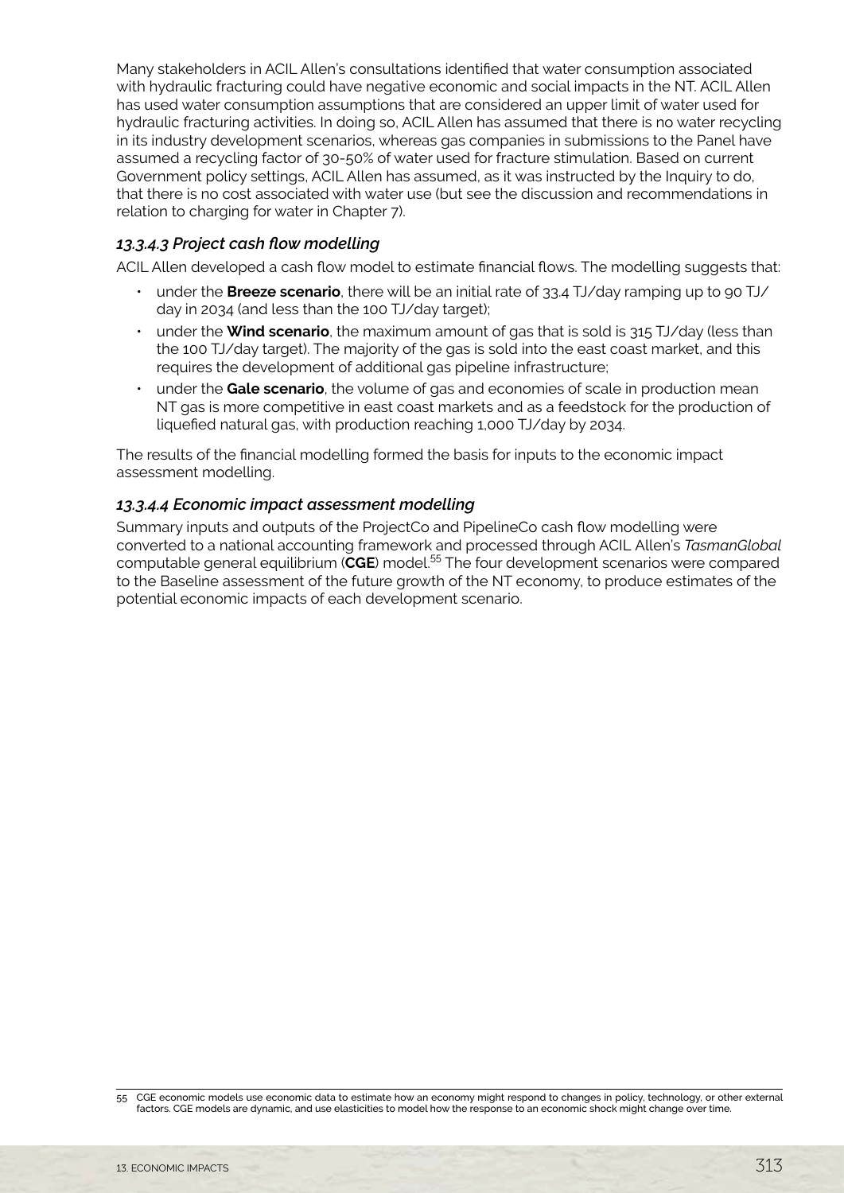Many stakeholders in ACIL Allen's consultations identified that water consumption associated with hydraulic fracturing could have negative economic and social impacts in the NT. ACIL Allen has used water consumption assumptions that are considered an upper limit of water used for hydraulic fracturing activities. In doing so, ACIL Allen has assumed that there is no water recycling in its industry development scenarios, whereas gas companies in submissions to the Panel have assumed a recycling factor of 30-50% of water used for fracture stimulation. Based on current Government policy settings, ACIL Allen has assumed, as it was instructed by the Inquiry to do, that there is no cost associated with water use (but see the discussion and recommendations in relation to charging for water in Chapter 7).

#### *13.3.4.3 Project cash flow modelling*

ACIL Allen developed a cash flow model to estimate financial flows. The modelling suggests that:

- under the **Breeze scenario**, there will be an initial rate of 33.4 TJ/day ramping up to 90 TJ/day in 2034 (and less than the 100 TJ/day target);
- under the **Wind scenario**, the maximum amount of gas that is sold is 315 TJ/day (less than the 100 TJ/day target). The majority of the gas is sold into the east coast market, and this requires the development of additional gas pipeline infrastructure;
- under the **Gale scenario**, the volume of gas and economies of scale in production mean NT gas is more competitive in east coast markets and as a feedstock for the production of liquefied natural gas, with production reaching 1,000 TJ/day by 2034.

The results of the financial modelling formed the basis for inputs to the economic impact assessment modelling.

#### *13.3.4.4 Economic impact assessment modelling*

Summary inputs and outputs of the ProjectCo and PipelineCo cash flow modelling were converted to a national accounting framework and processed through ACIL Allen's *TasmanGlobal* computable general equilibrium (**CGE**) model.[55] The four development scenarios were compared to the Baseline assessment of the future growth of the NT economy, to produce estimates of the potential economic impacts of each development scenario.

55 CGE economic models use economic data to estimate how an economy might respond to changes in policy, technology, or other external factors. CGE models are dynamic, and use elasticities to model how the response to an economic shock might change over time.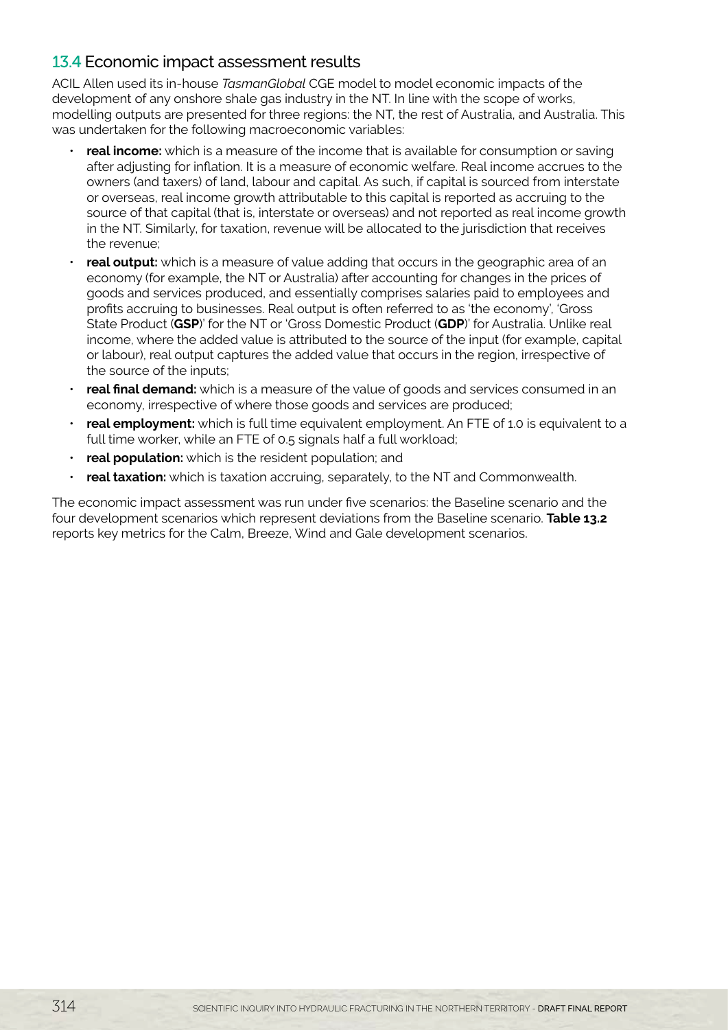## 13.4 Economic impact assessment results

ACIL Allen used its in-house *TasmanGlobal* CGE model to model economic impacts of the development of any onshore shale gas industry in the NT. In line with the scope of works, modelling outputs are presented for three regions: the NT, the rest of Australia, and Australia. This was undertaken for the following macroeconomic variables:

- **real income:** which is a measure of the income that is available for consumption or saving after adjusting for inflation. It is a measure of economic welfare. Real income accrues to the owners (and taxers) of land, labour and capital. As such, if capital is sourced from interstate or overseas, real income growth attributable to this capital is reported as accruing to the source of that capital (that is, interstate or overseas) and not reported as real income growth in the NT. Similarly, for taxation, revenue will be allocated to the jurisdiction that receives the revenue;
- **real output:** which is a measure of value adding that occurs in the geographic area of an economy (for example, the NT or Australia) after accounting for changes in the prices of goods and services produced, and essentially comprises salaries paid to employees and profits accruing to businesses. Real output is often referred to as 'the economy', 'Gross State Product (**GSP**)' for the NT or 'Gross Domestic Product (**GDP**)' for Australia. Unlike real income, where the added value is attributed to the source of the input (for example, capital or labour), real output captures the added value that occurs in the region, irrespective of the source of the inputs;
- **real final demand:** which is a measure of the value of goods and services consumed in an economy, irrespective of where those goods and services are produced;
- **real employment:** which is full time equivalent employment. An FTE of 1.0 is equivalent to a full time worker, while an FTE of 0.5 signals half a full workload;
- **real population:** which is the resident population; and
- **real taxation:** which is taxation accruing, separately, to the NT and Commonwealth.

The economic impact assessment was run under five scenarios: the Baseline scenario and the four development scenarios which represent deviations from the Baseline scenario. **Table 13.2** reports key metrics for the Calm, Breeze, Wind and Gale development scenarios.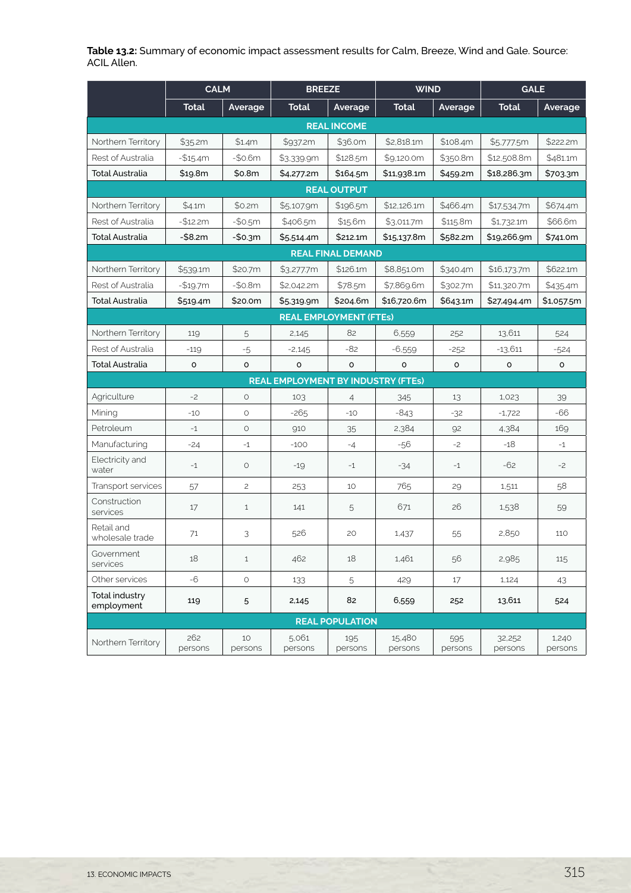**Table 13.2:** Summary of economic impact assessment results for Calm, Breeze, Wind and Gale. Source: ACIL Allen.

| | CALM | | BREEZE | | WIND | | GALE | |
|---|---|---|---|---|---|---|---|---|
| | Total | Average | Total | Average | Total | Average | Total | Average |
| **REAL INCOME** | | | | | | | | |
| Northern Territory | $35.2m | $1.4m | $937.2m | $36.0m | $2,818.1m | $108.4m | $5,777.5m | $222.2m |
| Rest of Australia | -$15.4m | -$0.6m | $3,339.9m | $128.5m | $9,120.0m | $350.8m | $12,508.8m | $481.1m |
| Total Australia | $19.8m | $0.8m | $4,277.2m | $164.5m | $11,938.1m | $459.2m | $18,286.3m | $703.3m |
| **REAL OUTPUT** | | | | | | | | |
| Northern Territory | $4.1m | $0.2m | $5,107.9m | $196.5m | $12,126.1m | $466.4m | $17,534.7m | $674.4m |
| Rest of Australia | -$12.2m | -$0.5m | $406.5m | $15.6m | $3,011.7m | $115.8m | $1,732.1m | $66.6m |
| Total Australia | -$8.2m | -$0.3m | $5,514.4m | $212.1m | $15,137.8m | $582.2m | $19,266.9m | $741.0m |
| **REAL FINAL DEMAND** | | | | | | | | |
| Northern Territory | $539.1m | $20.7m | $3,277.7m | $126.1m | $8,851.0m | $340.4m | $16,173.7m | $622.1m |
| Rest of Australia | -$19.7m | -$0.8m | $2,042.2m | $78.5m | $7,869.6m | $302.7m | $11,320.7m | $435.4m |
| Total Australia | $519.4m | $20.0m | $5,319.9m | $204.6m | $16,720.6m | $643.1m | $27,494.4m | $1,057.5m |
| **REAL EMPLOYMENT (FTEs)** | | | | | | | | |
| Northern Territory | 119 | 5 | 2,145 | 82 | 6,559 | 252 | 13,611 | 524 |
| Rest of Australia | -119 | -5 | -2,145 | -82 | -6,559 | -252 | -13,611 | -524 |
| Total Australia | 0 | 0 | 0 | 0 | 0 | 0 | 0 | 0 |
| **REAL EMPLOYMENT BY INDUSTRY (FTEs)** | | | | | | | | |
| Agriculture | -2 | 0 | 103 | 4 | 345 | 13 | 1,023 | 39 |
| Mining | -10 | 0 | -265 | -10 | -843 | -32 | -1,722 | -66 |
| Petroleum | -1 | 0 | 910 | 35 | 2,384 | 92 | 4,384 | 169 |
| Manufacturing | -24 | -1 | -100 | -4 | -56 | -2 | -18 | -1 |
| Electricity and water | -1 | 0 | -19 | -1 | -34 | -1 | -62 | -2 |
| Transport services | 57 | 2 | 253 | 10 | 765 | 29 | 1,511 | 58 |
| Construction services | 17 | 1 | 141 | 5 | 671 | 26 | 1,538 | 59 |
| Retail and wholesale trade | 71 | 3 | 526 | 20 | 1,437 | 55 | 2,850 | 110 |
| Government services | 18 | 1 | 462 | 18 | 1,461 | 56 | 2,985 | 115 |
| Other services | -6 | 0 | 133 | 5 | 429 | 17 | 1,124 | 43 |
| Total industry employment | 119 | 5 | 2,145 | 82 | 6,559 | 252 | 13,611 | 524 |
| **REAL POPULATION** | | | | | | | | |
| Northern Territory | 262 persons | 10 persons | 5,061 persons | 195 persons | 15,480 persons | 595 persons | 32,252 persons | 1,240 persons |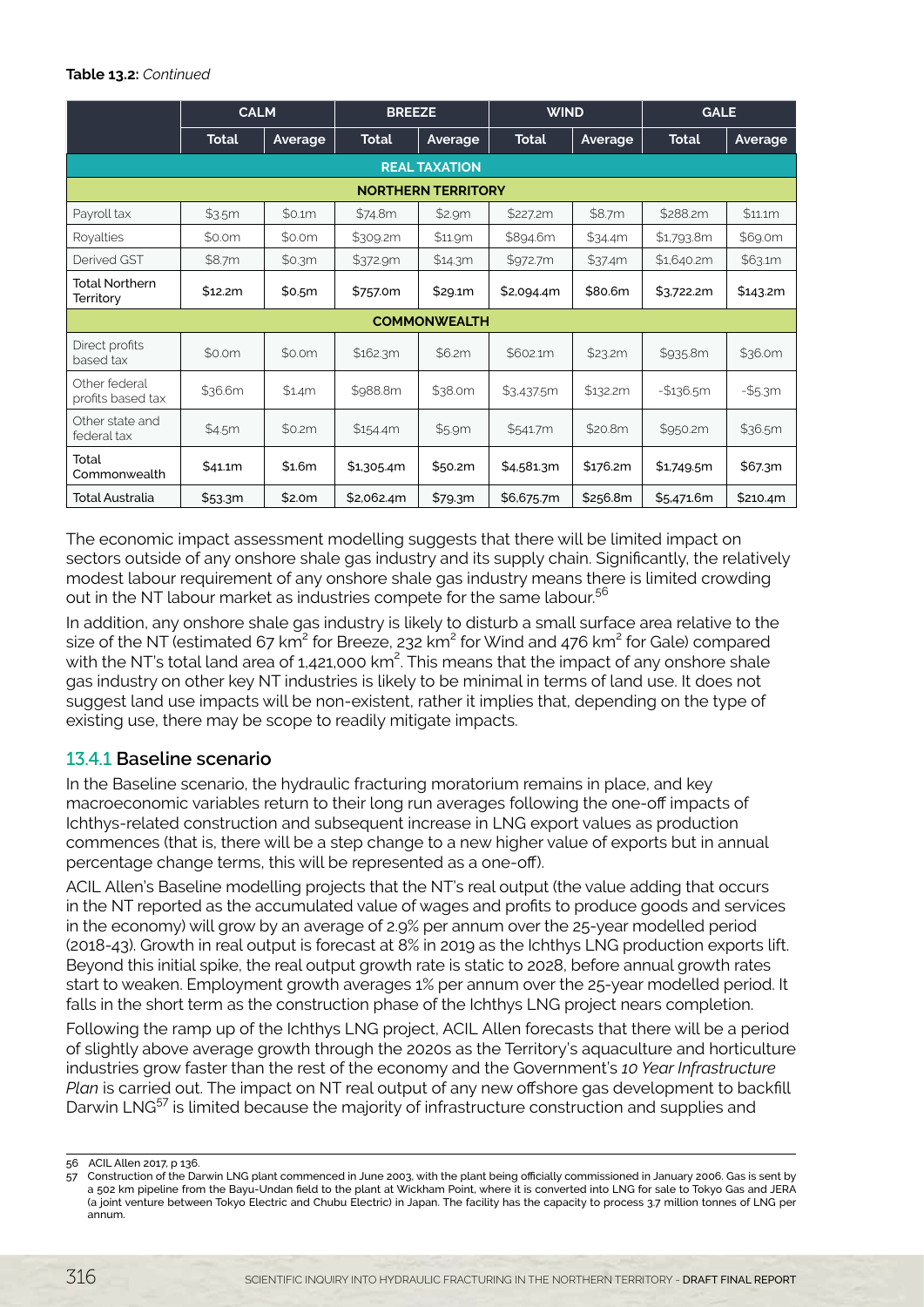**Table 13.2:** *Continued*

| | CALM | | BREEZE | | WIND | | GALE | |
|---|---|---|---|---|---|---|---|---|
| | Total | Average | Total | Average | Total | Average | Total | Average |
| **REAL TAXATION** | | | | | | | | |
| **NORTHERN TERRITORY** | | | | | | | | |
| Payroll tax | $3.5m | $0.1m | $74.8m | $2.9m | $227.2m | $8.7m | $288.2m | $11.1m |
| Royalties | $0.0m | $0.0m | $309.2m | $11.9m | $894.6m | $34.4m | $1,793.8m | $69.0m |
| Derived GST | $8.7m | $0.3m | $372.9m | $14.3m | $972.7m | $37.4m | $1,640.2m | $63.1m |
| Total Northern Territory | $12.2m | $0.5m | $757.0m | $29.1m | $2,094.4m | $80.6m | $3,722.2m | $143.2m |
| **COMMONWEALTH** | | | | | | | | |
| Direct profits based tax | $0.0m | $0.0m | $162.3m | $6.2m | $602.1m | $23.2m | $935.8m | $36.0m |
| Other federal profits based tax | $36.6m | $1.4m | $988.8m | $38.0m | $3,437.5m | $132.2m | -$136.5m | -$5.3m |
| Other state and federal tax | $4.5m | $0.2m | $154.4m | $5.9m | $541.7m | $20.8m | $950.2m | $36.5m |
| Total Commonwealth | $41.1m | $1.6m | $1,305.4m | $50.2m | $4,581.3m | $176.2m | $1,749.5m | $67.3m |
| Total Australia | $53.3m | $2.0m | $2,062.4m | $79.3m | $6,675.7m | $256.8m | $5,471.6m | $210.4m |

The economic impact assessment modelling suggests that there will be limited impact on sectors outside of any onshore shale gas industry and its supply chain. Significantly, the relatively modest labour requirement of any onshore shale gas industry means there is limited crowding out in the NT labour market as industries compete for the same labour.[56]

In addition, any onshore shale gas industry is likely to disturb a small surface area relative to the size of the NT (estimated 67 km$^2$ for Breeze, 232 km$^2$ for Wind and 476 km$^2$ for Gale) compared with the NT's total land area of 1,421,000 km$^2$. This means that the impact of any onshore shale gas industry on other key NT industries is likely to be minimal in terms of land use. It does not suggest land use impacts will be non-existent, rather it implies that, depending on the type of existing use, there may be scope to readily mitigate impacts.

### 13.4.1 Baseline scenario

In the Baseline scenario, the hydraulic fracturing moratorium remains in place, and key macroeconomic variables return to their long run averages following the one-off impacts of Ichthys-related construction and subsequent increase in LNG export values as production commences (that is, there will be a step change to a new higher value of exports but in annual percentage change terms, this will be represented as a one-off).

ACIL Allen's Baseline modelling projects that the NT's real output (the value adding that occurs in the NT reported as the accumulated value of wages and profits to produce goods and services in the economy) will grow by an average of 2.9% per annum over the 25-year modelled period (2018-43). Growth in real output is forecast at 8% in 2019 as the Ichthys LNG production exports lift. Beyond this initial spike, the real output growth rate is static to 2028, before annual growth rates start to weaken. Employment growth averages 1% per annum over the 25-year modelled period. It falls in the short term as the construction phase of the Ichthys LNG project nears completion.

Following the ramp up of the Ichthys LNG project, ACIL Allen forecasts that there will be a period of slightly above average growth through the 2020s as the Territory's aquaculture and horticulture industries grow faster than the rest of the economy and the Government's *10 Year Infrastructure Plan* is carried out. The impact on NT real output of any new offshore gas development to backfill Darwin LNG[57] is limited because the majority of infrastructure construction and supplies and

[56] ACIL Allen 2017, p 136.

[57] Construction of the Darwin LNG plant commenced in June 2003, with the plant being officially commissioned in January 2006. Gas is sent by a 502 km pipeline from the Bayu-Undan field to the plant at Wickham Point, where it is converted into LNG for sale to Tokyo Gas and JERA (a joint venture between Tokyo Electric and Chubu Electric) in Japan. The facility has the capacity to process 3.7 million tonnes of LNG per annum.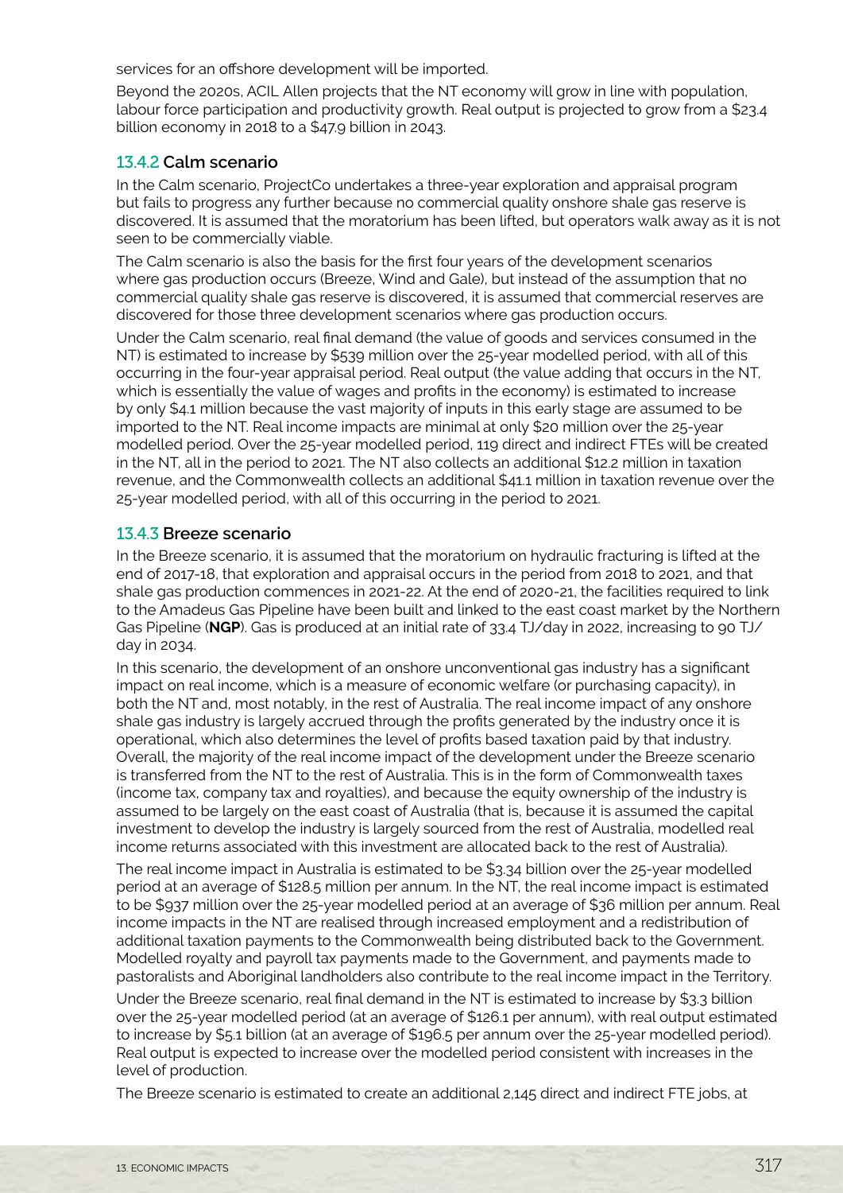services for an offshore development will be imported.

Beyond the 2020s, ACIL Allen projects that the NT economy will grow in line with population, labour force participation and productivity growth. Real output is projected to grow from a $23.4 billion economy in 2018 to a $47.9 billion in 2043.

### 13.4.2 Calm scenario

In the Calm scenario, ProjectCo undertakes a three-year exploration and appraisal program but fails to progress any further because no commercial quality onshore shale gas reserve is discovered. It is assumed that the moratorium has been lifted, but operators walk away as it is not seen to be commercially viable.

The Calm scenario is also the basis for the first four years of the development scenarios where gas production occurs (Breeze, Wind and Gale), but instead of the assumption that no commercial quality shale gas reserve is discovered, it is assumed that commercial reserves are discovered for those three development scenarios where gas production occurs.

Under the Calm scenario, real final demand (the value of goods and services consumed in the NT) is estimated to increase by $539 million over the 25-year modelled period, with all of this occurring in the four-year appraisal period. Real output (the value adding that occurs in the NT, which is essentially the value of wages and profits in the economy) is estimated to increase by only $4.1 million because the vast majority of inputs in this early stage are assumed to be imported to the NT. Real income impacts are minimal at only $20 million over the 25-year modelled period. Over the 25-year modelled period, 119 direct and indirect FTEs will be created in the NT, all in the period to 2021. The NT also collects an additional $12.2 million in taxation revenue, and the Commonwealth collects an additional $41.1 million in taxation revenue over the 25-year modelled period, with all of this occurring in the period to 2021.

### 13.4.3 Breeze scenario

In the Breeze scenario, it is assumed that the moratorium on hydraulic fracturing is lifted at the end of 2017-18, that exploration and appraisal occurs in the period from 2018 to 2021, and that shale gas production commences in 2021-22. At the end of 2020-21, the facilities required to link to the Amadeus Gas Pipeline have been built and linked to the east coast market by the Northern Gas Pipeline (**NGP**). Gas is produced at an initial rate of 33.4 TJ/day in 2022, increasing to 90 TJ/day in 2034.

In this scenario, the development of an onshore unconventional gas industry has a significant impact on real income, which is a measure of economic welfare (or purchasing capacity), in both the NT and, most notably, in the rest of Australia. The real income impact of any onshore shale gas industry is largely accrued through the profits generated by the industry once it is operational, which also determines the level of profits based taxation paid by that industry. Overall, the majority of the real income impact of the development under the Breeze scenario is transferred from the NT to the rest of Australia. This is in the form of Commonwealth taxes (income tax, company tax and royalties), and because the equity ownership of the industry is assumed to be largely on the east coast of Australia (that is, because it is assumed the capital investment to develop the industry is largely sourced from the rest of Australia, modelled real income returns associated with this investment are allocated back to the rest of Australia).

The real income impact in Australia is estimated to be $3.34 billion over the 25-year modelled period at an average of $128.5 million per annum. In the NT, the real income impact is estimated to be $937 million over the 25-year modelled period at an average of $36 million per annum. Real income impacts in the NT are realised through increased employment and a redistribution of additional taxation payments to the Commonwealth being distributed back to the Government. Modelled royalty and payroll tax payments made to the Government, and payments made to pastoralists and Aboriginal landholders also contribute to the real income impact in the Territory.

Under the Breeze scenario, real final demand in the NT is estimated to increase by $3.3 billion over the 25-year modelled period (at an average of $126.1 per annum), with real output estimated to increase by $5.1 billion (at an average of $196.5 per annum over the 25-year modelled period). Real output is expected to increase over the modelled period consistent with increases in the level of production.

The Breeze scenario is estimated to create an additional 2,145 direct and indirect FTE jobs, at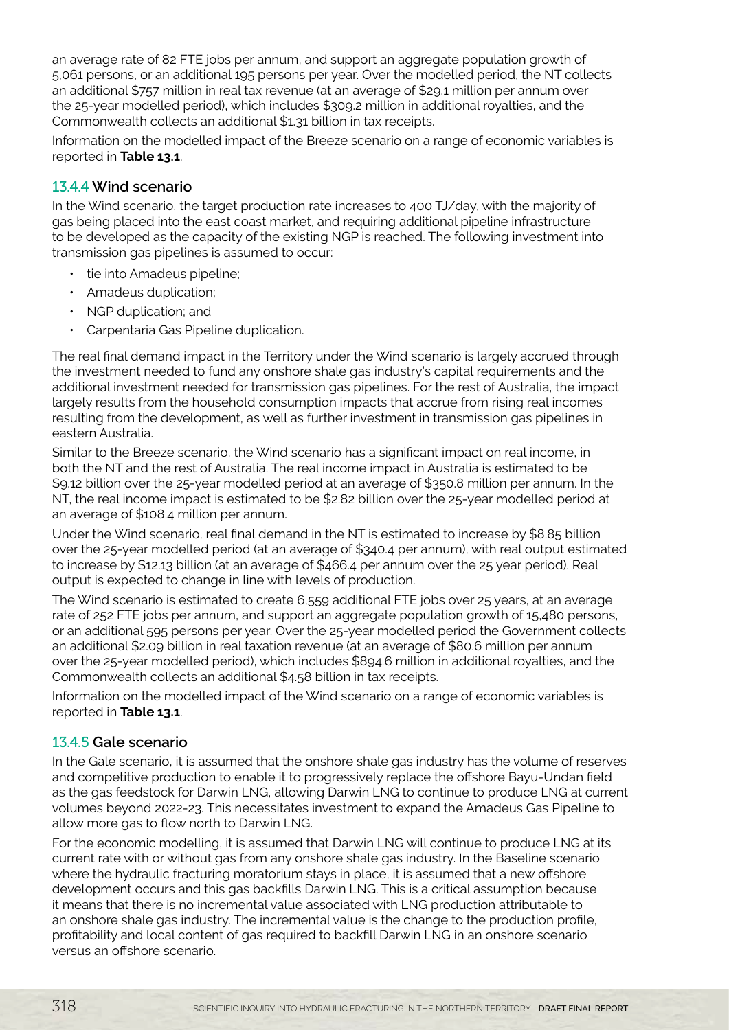an average rate of 82 FTE jobs per annum, and support an aggregate population growth of 5,061 persons, or an additional 195 persons per year. Over the modelled period, the NT collects an additional $757 million in real tax revenue (at an average of $29.1 million per annum over the 25-year modelled period), which includes $309.2 million in additional royalties, and the Commonwealth collects an additional $1.31 billion in tax receipts.

Information on the modelled impact of the Breeze scenario on a range of economic variables is reported in **Table 13.1**.

### 13.4.4 Wind scenario

In the Wind scenario, the target production rate increases to 400 TJ/day, with the majority of gas being placed into the east coast market, and requiring additional pipeline infrastructure to be developed as the capacity of the existing NGP is reached. The following investment into transmission gas pipelines is assumed to occur:

- tie into Amadeus pipeline;
- Amadeus duplication;
- NGP duplication; and
- Carpentaria Gas Pipeline duplication.

The real final demand impact in the Territory under the Wind scenario is largely accrued through the investment needed to fund any onshore shale gas industry's capital requirements and the additional investment needed for transmission gas pipelines. For the rest of Australia, the impact largely results from the household consumption impacts that accrue from rising real incomes resulting from the development, as well as further investment in transmission gas pipelines in eastern Australia.

Similar to the Breeze scenario, the Wind scenario has a significant impact on real income, in both the NT and the rest of Australia. The real income impact in Australia is estimated to be $9.12 billion over the 25-year modelled period at an average of $350.8 million per annum. In the NT, the real income impact is estimated to be $2.82 billion over the 25-year modelled period at an average of $108.4 million per annum.

Under the Wind scenario, real final demand in the NT is estimated to increase by $8.85 billion over the 25-year modelled period (at an average of $340.4 per annum), with real output estimated to increase by $12.13 billion (at an average of $466.4 per annum over the 25 year period). Real output is expected to change in line with levels of production.

The Wind scenario is estimated to create 6,559 additional FTE jobs over 25 years, at an average rate of 252 FTE jobs per annum, and support an aggregate population growth of 15,480 persons, or an additional 595 persons per year. Over the 25-year modelled period the Government collects an additional $2.09 billion in real taxation revenue (at an average of $80.6 million per annum over the 25-year modelled period), which includes $894.6 million in additional royalties, and the Commonwealth collects an additional $4.58 billion in tax receipts.

Information on the modelled impact of the Wind scenario on a range of economic variables is reported in **Table 13.1**.

### 13.4.5 Gale scenario

In the Gale scenario, it is assumed that the onshore shale gas industry has the volume of reserves and competitive production to enable it to progressively replace the offshore Bayu-Undan field as the gas feedstock for Darwin LNG, allowing Darwin LNG to continue to produce LNG at current volumes beyond 2022-23. This necessitates investment to expand the Amadeus Gas Pipeline to allow more gas to flow north to Darwin LNG.

For the economic modelling, it is assumed that Darwin LNG will continue to produce LNG at its current rate with or without gas from any onshore shale gas industry. In the Baseline scenario where the hydraulic fracturing moratorium stays in place, it is assumed that a new offshore development occurs and this gas backfills Darwin LNG. This is a critical assumption because it means that there is no incremental value associated with LNG production attributable to an onshore shale gas industry. The incremental value is the change to the production profile, profitability and local content of gas required to backfill Darwin LNG in an onshore scenario versus an offshore scenario.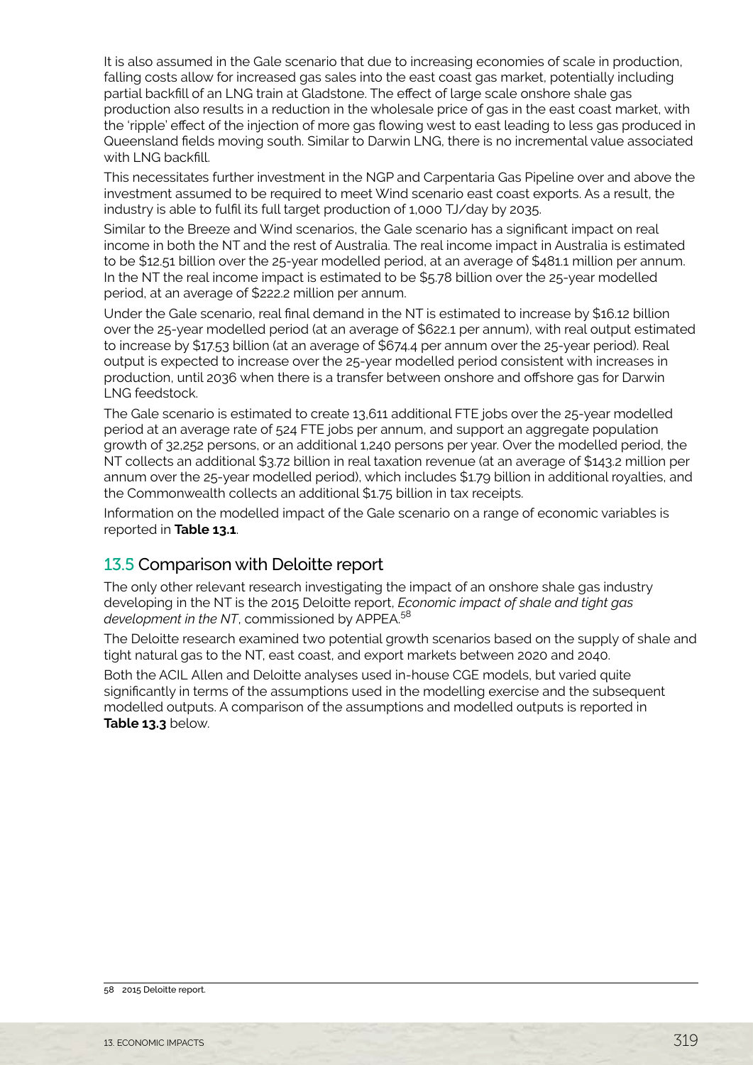It is also assumed in the Gale scenario that due to increasing economies of scale in production, falling costs allow for increased gas sales into the east coast gas market, potentially including partial backfill of an LNG train at Gladstone. The effect of large scale onshore shale gas production also results in a reduction in the wholesale price of gas in the east coast market, with the 'ripple' effect of the injection of more gas flowing west to east leading to less gas produced in Queensland fields moving south. Similar to Darwin LNG, there is no incremental value associated with LNG backfill.

This necessitates further investment in the NGP and Carpentaria Gas Pipeline over and above the investment assumed to be required to meet Wind scenario east coast exports. As a result, the industry is able to fulfil its full target production of 1,000 TJ/day by 2035.

Similar to the Breeze and Wind scenarios, the Gale scenario has a significant impact on real income in both the NT and the rest of Australia. The real income impact in Australia is estimated to be $12.51 billion over the 25-year modelled period, at an average of $481.1 million per annum. In the NT the real income impact is estimated to be $5.78 billion over the 25-year modelled period, at an average of $222.2 million per annum.

Under the Gale scenario, real final demand in the NT is estimated to increase by $16.12 billion over the 25-year modelled period (at an average of $622.1 per annum), with real output estimated to increase by $17.53 billion (at an average of $674.4 per annum over the 25-year period). Real output is expected to increase over the 25-year modelled period consistent with increases in production, until 2036 when there is a transfer between onshore and offshore gas for Darwin LNG feedstock.

The Gale scenario is estimated to create 13,611 additional FTE jobs over the 25-year modelled period at an average rate of 524 FTE jobs per annum, and support an aggregate population growth of 32,252 persons, or an additional 1,240 persons per year. Over the modelled period, the NT collects an additional $3.72 billion in real taxation revenue (at an average of $143.2 million per annum over the 25-year modelled period), which includes $1.79 billion in additional royalties, and the Commonwealth collects an additional $1.75 billion in tax receipts.

Information on the modelled impact of the Gale scenario on a range of economic variables is reported in **Table 13.1**.

## 13.5 Comparison with Deloitte report

The only other relevant research investigating the impact of an onshore shale gas industry developing in the NT is the 2015 Deloitte report, *Economic impact of shale and tight gas development in the NT*, commissioned by APPEA.[58]

The Deloitte research examined two potential growth scenarios based on the supply of shale and tight natural gas to the NT, east coast, and export markets between 2020 and 2040.

Both the ACIL Allen and Deloitte analyses used in-house CGE models, but varied quite significantly in terms of the assumptions used in the modelling exercise and the subsequent modelled outputs. A comparison of the assumptions and modelled outputs is reported in **Table 13.3** below.

58 2015 Deloitte report.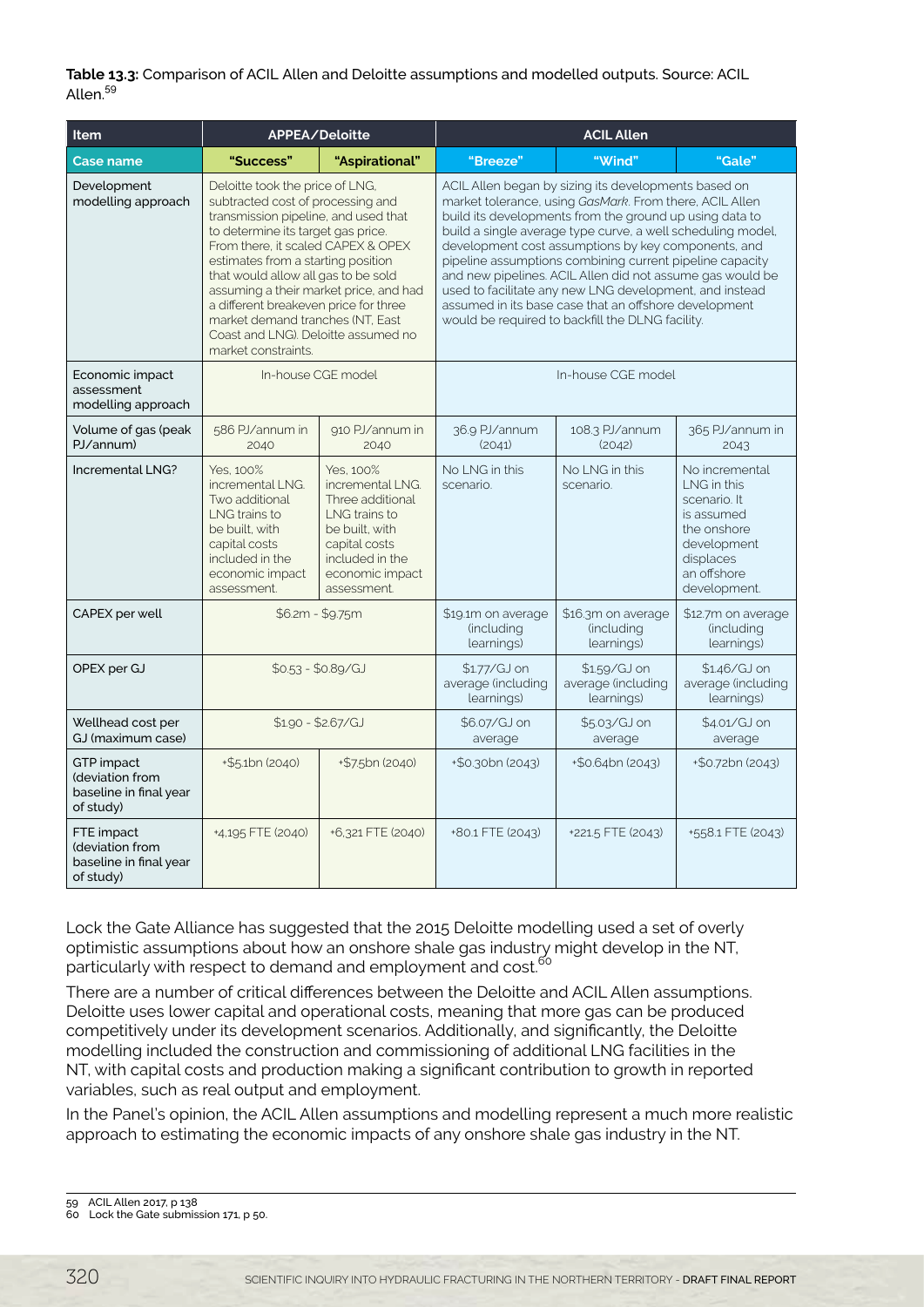**Table 13.3:** Comparison of ACIL Allen and Deloitte assumptions and modelled outputs. Source: ACIL Allen.[59]

| Item | APPEA/Deloitte | | ACIL Allen | | |
|---|---|---|---|---|---|
| Case name | "Success" | "Aspirational" | "Breeze" | "Wind" | "Gale" |
| Development modelling approach | Deloitte took the price of LNG, subtracted cost of processing and transmission pipeline, and used that to determine its target gas price. From there, it scaled CAPEX & OPEX estimates from a starting position that would allow all gas to be sold assuming a their market price, and had a different breakeven price for three market demand tranches (NT, East Coast and LNG). Deloitte assumed no market constraints. | | ACIL Allen began by sizing its developments based on market tolerance, using *GasMark*. From there, ACIL Allen build its developments from the ground up using data to build a single average type curve, a well scheduling model, development cost assumptions by key components, and pipeline assumptions combining current pipeline capacity and new pipelines. ACIL Allen did not assume gas would be used to facilitate any new LNG development, and instead assumed in its base case that an offshore development would be required to backfill the DLNG facility. | | |
| Economic impact assessment modelling approach | In-house CGE model | | In-house CGE model | | |
| Volume of gas (peak PJ/annum) | 586 PJ/annum in 2040 | 910 PJ/annum in 2040 | 36.9 PJ/annum (2041) | 108.3 PJ/annum (2042) | 365 PJ/annum in 2043 |
| Incremental LNG? | Yes, 100% incremental LNG. Two additional LNG trains to be built, with capital costs included in the economic impact assessment. | Yes, 100% incremental LNG. Three additional LNG trains to be built, with capital costs included in the economic impact assessment. | No LNG in this scenario. | No LNG in this scenario. | No incremental LNG in this scenario. It is assumed the onshore development displaces an offshore development. |
| CAPEX per well | \$6.2m - \$9.75m | | \$19.1m on average (including learnings) | \$16.3m on average (including learnings) | \$12.7m on average (including learnings) |
| OPEX per GJ | \$0.53 - \$0.89/GJ | | \$1.77/GJ on average (including learnings) | \$1.59/GJ on average (including learnings) | \$1.46/GJ on average (including learnings) |
| Wellhead cost per GJ (maximum case) | \$1.90 - \$2.67/GJ | | \$6.07/GJ on average | \$5.03/GJ on average | \$4.01/GJ on average |
| GTP impact (deviation from baseline in final year of study) | +\$5.1bn (2040) | +\$7.5bn (2040) | +\$0.30bn (2043) | +\$0.64bn (2043) | +\$0.72bn (2043) |
| FTE impact (deviation from baseline in final year of study) | +4,195 FTE (2040) | +6,321 FTE (2040) | +80.1 FTE (2043) | +221.5 FTE (2043) | +558.1 FTE (2043) |

Lock the Gate Alliance has suggested that the 2015 Deloitte modelling used a set of overly optimistic assumptions about how an onshore shale gas industry might develop in the NT, particularly with respect to demand and employment and cost.[60]

There are a number of critical differences between the Deloitte and ACIL Allen assumptions. Deloitte uses lower capital and operational costs, meaning that more gas can be produced competitively under its development scenarios. Additionally, and significantly, the Deloitte modelling included the construction and commissioning of additional LNG facilities in the NT, with capital costs and production making a significant contribution to growth in reported variables, such as real output and employment.

In the Panel's opinion, the ACIL Allen assumptions and modelling represent a much more realistic approach to estimating the economic impacts of any onshore shale gas industry in the NT.

---

59 ACIL Allen 2017, p 138

60 Lock the Gate submission 171, p 50.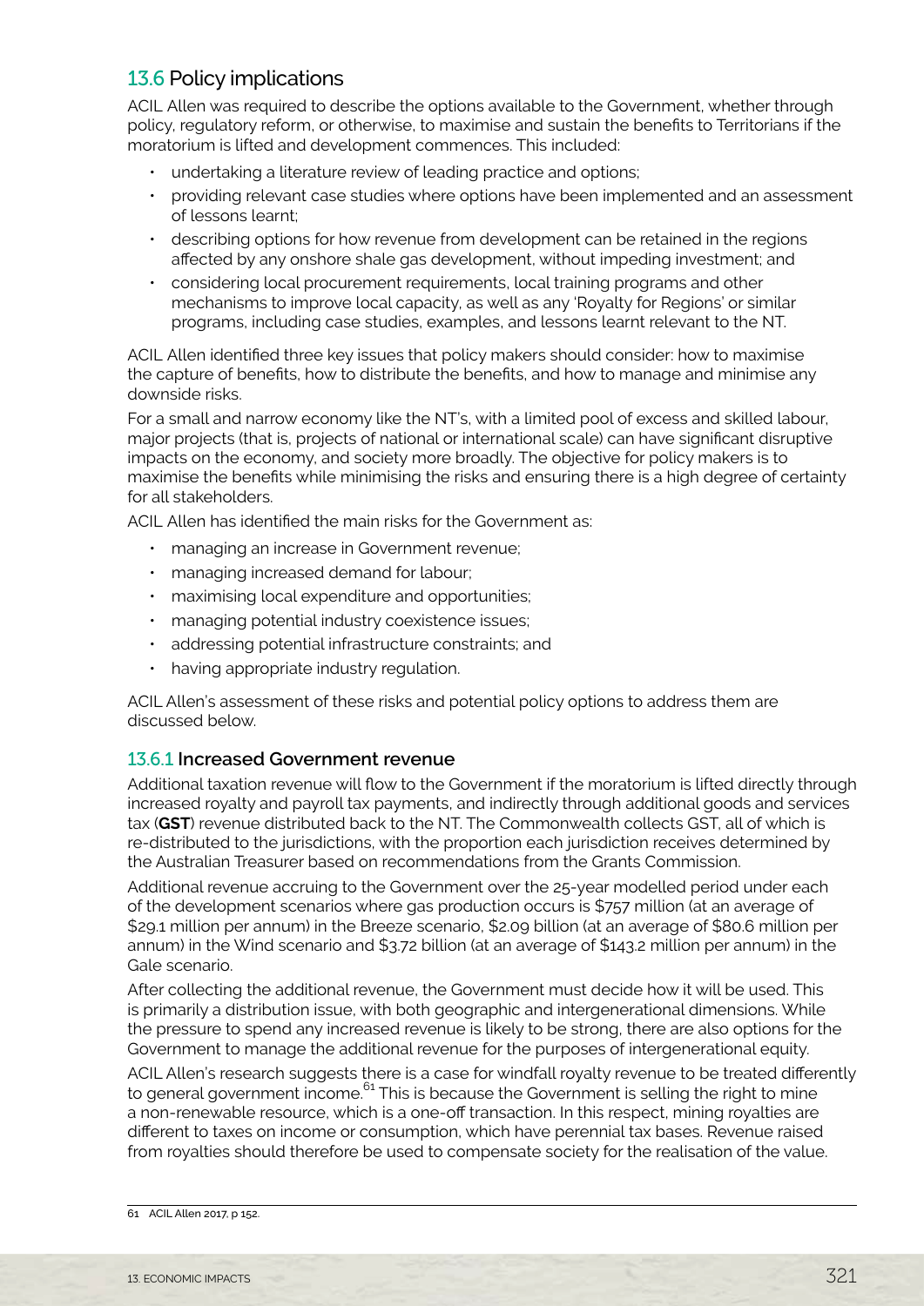## 13.6 Policy implications

ACIL Allen was required to describe the options available to the Government, whether through policy, regulatory reform, or otherwise, to maximise and sustain the benefits to Territorians if the moratorium is lifted and development commences. This included:

- undertaking a literature review of leading practice and options;
- providing relevant case studies where options have been implemented and an assessment of lessons learnt;
- describing options for how revenue from development can be retained in the regions affected by any onshore shale gas development, without impeding investment; and
- considering local procurement requirements, local training programs and other mechanisms to improve local capacity, as well as any 'Royalty for Regions' or similar programs, including case studies, examples, and lessons learnt relevant to the NT.

ACIL Allen identified three key issues that policy makers should consider: how to maximise the capture of benefits, how to distribute the benefits, and how to manage and minimise any downside risks.

For a small and narrow economy like the NT's, with a limited pool of excess and skilled labour, major projects (that is, projects of national or international scale) can have significant disruptive impacts on the economy, and society more broadly. The objective for policy makers is to maximise the benefits while minimising the risks and ensuring there is a high degree of certainty for all stakeholders.

ACIL Allen has identified the main risks for the Government as:

- managing an increase in Government revenue;
- managing increased demand for labour;
- maximising local expenditure and opportunities;
- managing potential industry coexistence issues;
- addressing potential infrastructure constraints; and
- having appropriate industry regulation.

ACIL Allen's assessment of these risks and potential policy options to address them are discussed below.

### 13.6.1 Increased Government revenue

Additional taxation revenue will flow to the Government if the moratorium is lifted directly through increased royalty and payroll tax payments, and indirectly through additional goods and services tax (**GST**) revenue distributed back to the NT. The Commonwealth collects GST, all of which is re-distributed to the jurisdictions, with the proportion each jurisdiction receives determined by the Australian Treasurer based on recommendations from the Grants Commission.

Additional revenue accruing to the Government over the 25-year modelled period under each of the development scenarios where gas production occurs is $757 million (at an average of $29.1 million per annum) in the Breeze scenario, $2.09 billion (at an average of $80.6 million per annum) in the Wind scenario and $3.72 billion (at an average of $143.2 million per annum) in the Gale scenario.

After collecting the additional revenue, the Government must decide how it will be used. This is primarily a distribution issue, with both geographic and intergenerational dimensions. While the pressure to spend any increased revenue is likely to be strong, there are also options for the Government to manage the additional revenue for the purposes of intergenerational equity.

ACIL Allen's research suggests there is a case for windfall royalty revenue to be treated differently to general government income.[61] This is because the Government is selling the right to mine a non-renewable resource, which is a one-off transaction. In this respect, mining royalties are different to taxes on income or consumption, which have perennial tax bases. Revenue raised from royalties should therefore be used to compensate society for the realisation of the value.

61 ACIL Allen 2017, p 152.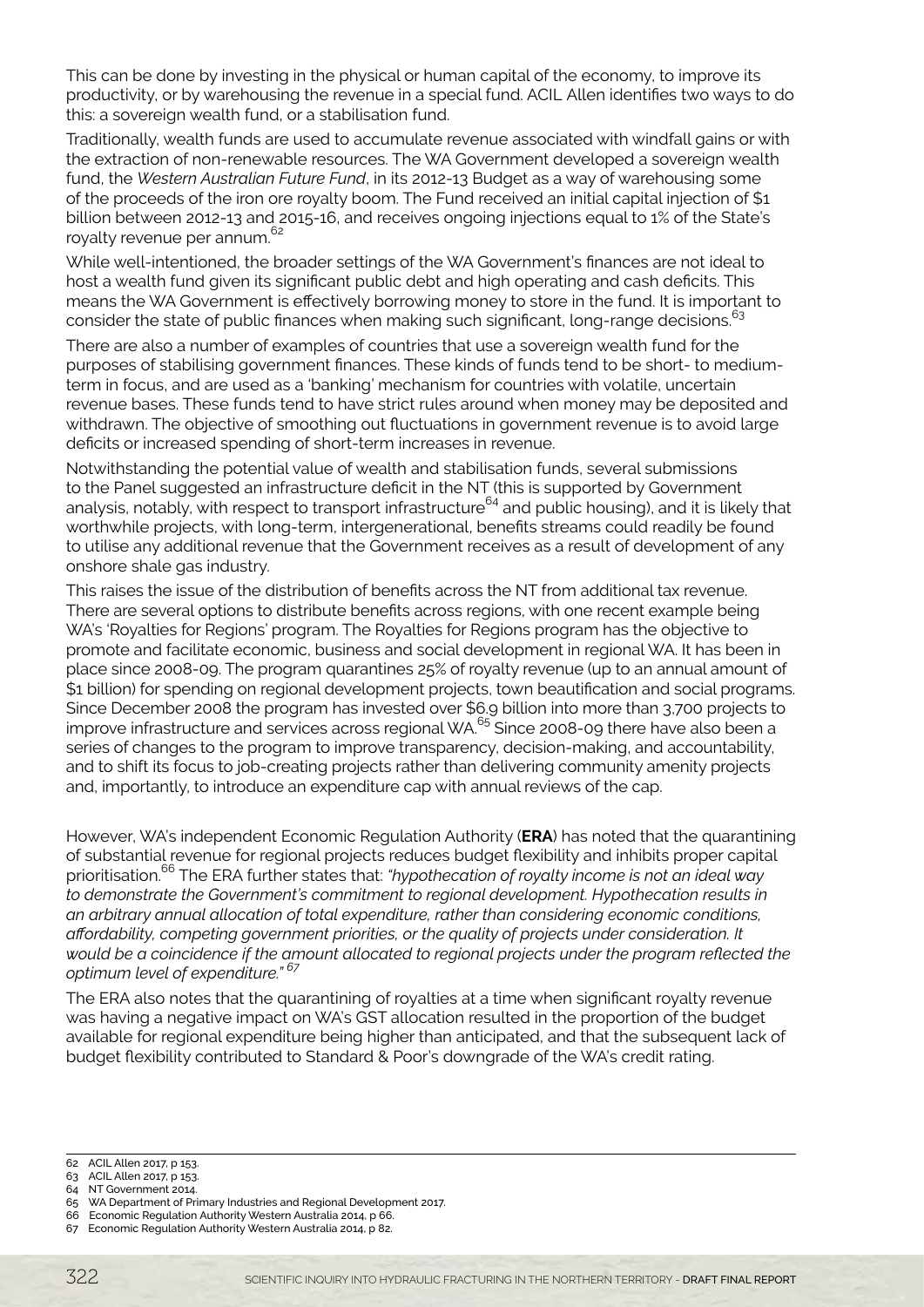This can be done by investing in the physical or human capital of the economy, to improve its productivity, or by warehousing the revenue in a special fund. ACIL Allen identifies two ways to do this: a sovereign wealth fund, or a stabilisation fund.

Traditionally, wealth funds are used to accumulate revenue associated with windfall gains or with the extraction of non-renewable resources. The WA Government developed a sovereign wealth fund, the *Western Australian Future Fund*, in its 2012-13 Budget as a way of warehousing some of the proceeds of the iron ore royalty boom. The Fund received an initial capital injection of $1 billion between 2012-13 and 2015-16, and receives ongoing injections equal to 1% of the State's royalty revenue per annum.[62]

While well-intentioned, the broader settings of the WA Government's finances are not ideal to host a wealth fund given its significant public debt and high operating and cash deficits. This means the WA Government is effectively borrowing money to store in the fund. It is important to consider the state of public finances when making such significant, long-range decisions.[63]

There are also a number of examples of countries that use a sovereign wealth fund for the purposes of stabilising government finances. These kinds of funds tend to be short- to medium-term in focus, and are used as a 'banking' mechanism for countries with volatile, uncertain revenue bases. These funds tend to have strict rules around when money may be deposited and withdrawn. The objective of smoothing out fluctuations in government revenue is to avoid large deficits or increased spending of short-term increases in revenue.

Notwithstanding the potential value of wealth and stabilisation funds, several submissions to the Panel suggested an infrastructure deficit in the NT (this is supported by Government analysis, notably, with respect to transport infrastructure[64] and public housing), and it is likely that worthwhile projects, with long-term, intergenerational, benefits streams could readily be found to utilise any additional revenue that the Government receives as a result of development of any onshore shale gas industry.

This raises the issue of the distribution of benefits across the NT from additional tax revenue. There are several options to distribute benefits across regions, with one recent example being WA's 'Royalties for Regions' program. The Royalties for Regions program has the objective to promote and facilitate economic, business and social development in regional WA. It has been in place since 2008-09. The program quarantines 25% of royalty revenue (up to an annual amount of $1 billion) for spending on regional development projects, town beautification and social programs. Since December 2008 the program has invested over $6.9 billion into more than 3,700 projects to improve infrastructure and services across regional WA.[65] Since 2008-09 there have also been a series of changes to the program to improve transparency, decision-making, and accountability, and to shift its focus to job-creating projects rather than delivering community amenity projects and, importantly, to introduce an expenditure cap with annual reviews of the cap.

However, WA's independent Economic Regulation Authority (**ERA**) has noted that the quarantining of substantial revenue for regional projects reduces budget flexibility and inhibits proper capital prioritisation.[66] The ERA further states that: *"hypothecation of royalty income is not an ideal way to demonstrate the Government's commitment to regional development. Hypothecation results in an arbitrary annual allocation of total expenditure, rather than considering economic conditions, affordability, competing government priorities, or the quality of projects under consideration. It would be a coincidence if the amount allocated to regional projects under the program reflected the optimum level of expenditure."* [67]

The ERA also notes that the quarantining of royalties at a time when significant royalty revenue was having a negative impact on WA's GST allocation resulted in the proportion of the budget available for regional expenditure being higher than anticipated, and that the subsequent lack of budget flexibility contributed to Standard & Poor's downgrade of the WA's credit rating.

---

62 ACIL Allen 2017, p 153.
63 ACIL Allen 2017, p 153.
64 NT Government 2014.
65 WA Department of Primary Industries and Regional Development 2017.
66 Economic Regulation Authority Western Australia 2014, p 66.
67 Economic Regulation Authority Western Australia 2014, p 82.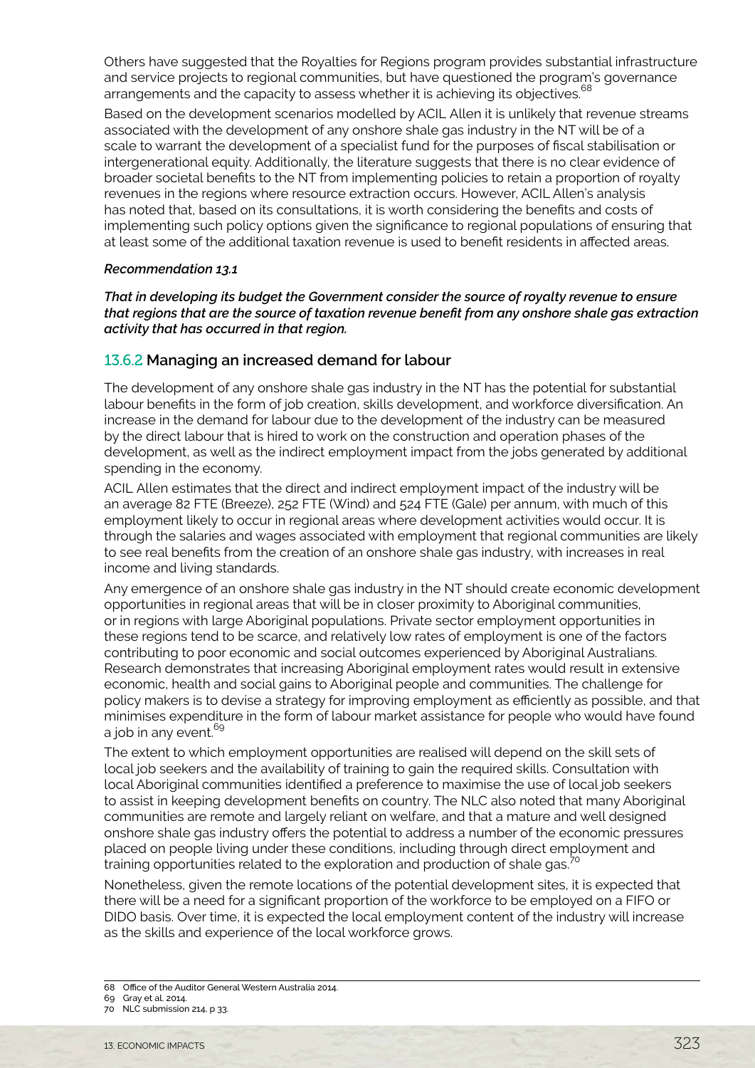Others have suggested that the Royalties for Regions program provides substantial infrastructure and service projects to regional communities, but have questioned the program's governance arrangements and the capacity to assess whether it is achieving its objectives.[68]

Based on the development scenarios modelled by ACIL Allen it is unlikely that revenue streams associated with the development of any onshore shale gas industry in the NT will be of a scale to warrant the development of a specialist fund for the purposes of fiscal stabilisation or intergenerational equity. Additionally, the literature suggests that there is no clear evidence of broader societal benefits to the NT from implementing policies to retain a proportion of royalty revenues in the regions where resource extraction occurs. However, ACIL Allen's analysis has noted that, based on its consultations, it is worth considering the benefits and costs of implementing such policy options given the significance to regional populations of ensuring that at least some of the additional taxation revenue is used to benefit residents in affected areas.

***Recommendation 13.1***

***That in developing its budget the Government consider the source of royalty revenue to ensure that regions that are the source of taxation revenue benefit from any onshore shale gas extraction activity that has occurred in that region.***

### 13.6.2 Managing an increased demand for labour

The development of any onshore shale gas industry in the NT has the potential for substantial labour benefits in the form of job creation, skills development, and workforce diversification. An increase in the demand for labour due to the development of the industry can be measured by the direct labour that is hired to work on the construction and operation phases of the development, as well as the indirect employment impact from the jobs generated by additional spending in the economy.

ACIL Allen estimates that the direct and indirect employment impact of the industry will be an average 82 FTE (Breeze), 252 FTE (Wind) and 524 FTE (Gale) per annum, with much of this employment likely to occur in regional areas where development activities would occur. It is through the salaries and wages associated with employment that regional communities are likely to see real benefits from the creation of an onshore shale gas industry, with increases in real income and living standards.

Any emergence of an onshore shale gas industry in the NT should create economic development opportunities in regional areas that will be in closer proximity to Aboriginal communities, or in regions with large Aboriginal populations. Private sector employment opportunities in these regions tend to be scarce, and relatively low rates of employment is one of the factors contributing to poor economic and social outcomes experienced by Aboriginal Australians. Research demonstrates that increasing Aboriginal employment rates would result in extensive economic, health and social gains to Aboriginal people and communities. The challenge for policy makers is to devise a strategy for improving employment as efficiently as possible, and that minimises expenditure in the form of labour market assistance for people who would have found a job in any event.[69]

The extent to which employment opportunities are realised will depend on the skill sets of local job seekers and the availability of training to gain the required skills. Consultation with local Aboriginal communities identified a preference to maximise the use of local job seekers to assist in keeping development benefits on country. The NLC also noted that many Aboriginal communities are remote and largely reliant on welfare, and that a mature and well designed onshore shale gas industry offers the potential to address a number of the economic pressures placed on people living under these conditions, including through direct employment and training opportunities related to the exploration and production of shale gas.[70]

Nonetheless, given the remote locations of the potential development sites, it is expected that there will be a need for a significant proportion of the workforce to be employed on a FIFO or DIDO basis. Over time, it is expected the local employment content of the industry will increase as the skills and experience of the local workforce grows.

68 Office of the Auditor General Western Australia 2014.
69 Gray et al. 2014.
70 NLC submission 214, p 33.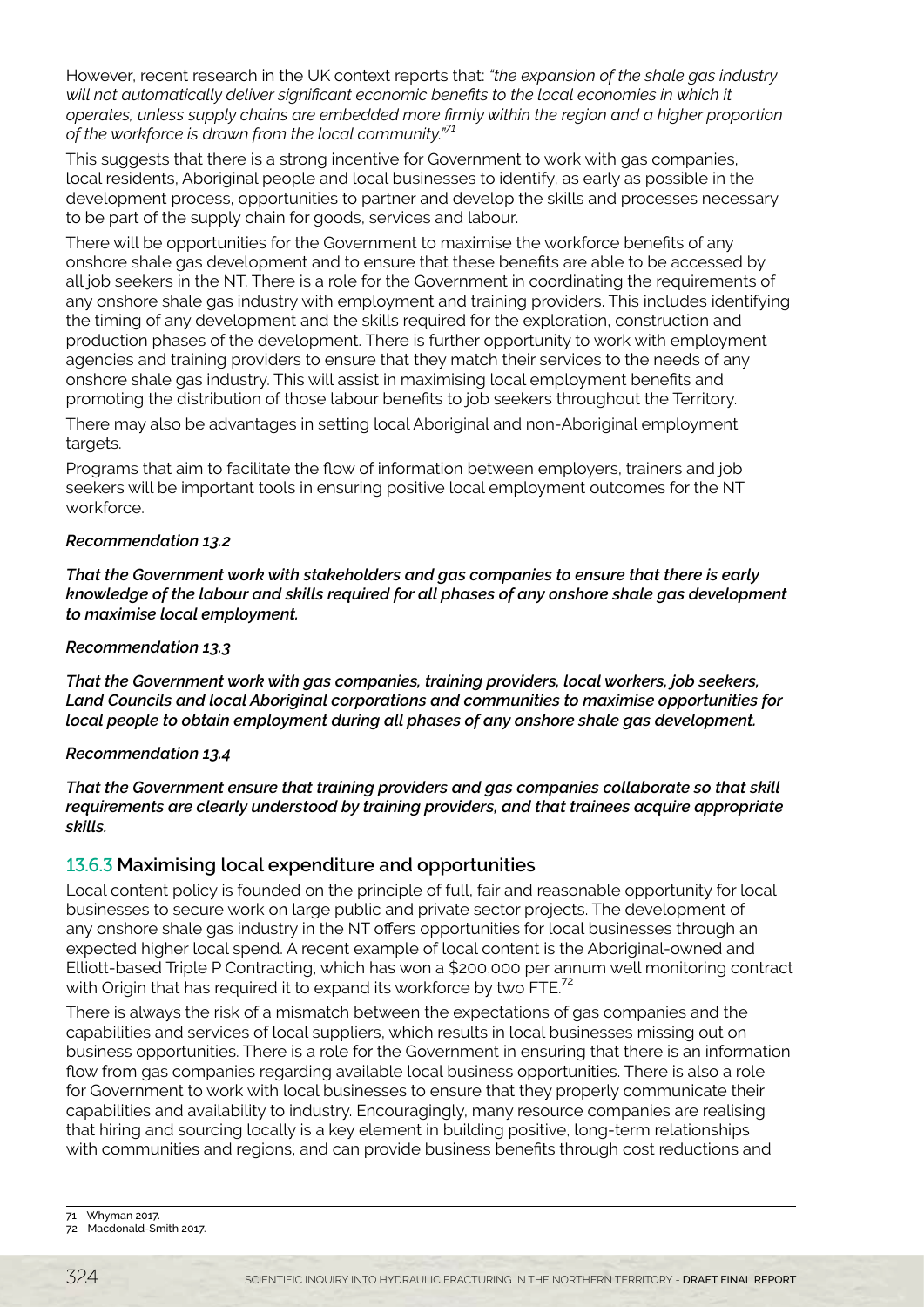However, recent research in the UK context reports that: *"the expansion of the shale gas industry will not automatically deliver significant economic benefits to the local economies in which it operates, unless supply chains are embedded more firmly within the region and a higher proportion of the workforce is drawn from the local community."*[71]

This suggests that there is a strong incentive for Government to work with gas companies, local residents, Aboriginal people and local businesses to identify, as early as possible in the development process, opportunities to partner and develop the skills and processes necessary to be part of the supply chain for goods, services and labour.

There will be opportunities for the Government to maximise the workforce benefits of any onshore shale gas development and to ensure that these benefits are able to be accessed by all job seekers in the NT. There is a role for the Government in coordinating the requirements of any onshore shale gas industry with employment and training providers. This includes identifying the timing of any development and the skills required for the exploration, construction and production phases of the development. There is further opportunity to work with employment agencies and training providers to ensure that they match their services to the needs of any onshore shale gas industry. This will assist in maximising local employment benefits and promoting the distribution of those labour benefits to job seekers throughout the Territory.

There may also be advantages in setting local Aboriginal and non-Aboriginal employment targets.

Programs that aim to facilitate the flow of information between employers, trainers and job seekers will be important tools in ensuring positive local employment outcomes for the NT workforce.

***Recommendation 13.2***

***That the Government work with stakeholders and gas companies to ensure that there is early knowledge of the labour and skills required for all phases of any onshore shale gas development to maximise local employment.***

***Recommendation 13.3***

***That the Government work with gas companies, training providers, local workers, job seekers, Land Councils and local Aboriginal corporations and communities to maximise opportunities for local people to obtain employment during all phases of any onshore shale gas development.***

***Recommendation 13.4***

***That the Government ensure that training providers and gas companies collaborate so that skill requirements are clearly understood by training providers, and that trainees acquire appropriate skills.***

### 13.6.3 Maximising local expenditure and opportunities

Local content policy is founded on the principle of full, fair and reasonable opportunity for local businesses to secure work on large public and private sector projects. The development of any onshore shale gas industry in the NT offers opportunities for local businesses through an expected higher local spend. A recent example of local content is the Aboriginal-owned and Elliott-based Triple P Contracting, which has won a $200,000 per annum well monitoring contract with Origin that has required it to expand its workforce by two FTE.[72]

There is always the risk of a mismatch between the expectations of gas companies and the capabilities and services of local suppliers, which results in local businesses missing out on business opportunities. There is a role for the Government in ensuring that there is an information flow from gas companies regarding available local business opportunities. There is also a role for Government to work with local businesses to ensure that they properly communicate their capabilities and availability to industry. Encouragingly, many resource companies are realising that hiring and sourcing locally is a key element in building positive, long-term relationships with communities and regions, and can provide business benefits through cost reductions and

---

71 Whyman 2017.

72 Macdonald-Smith 2017.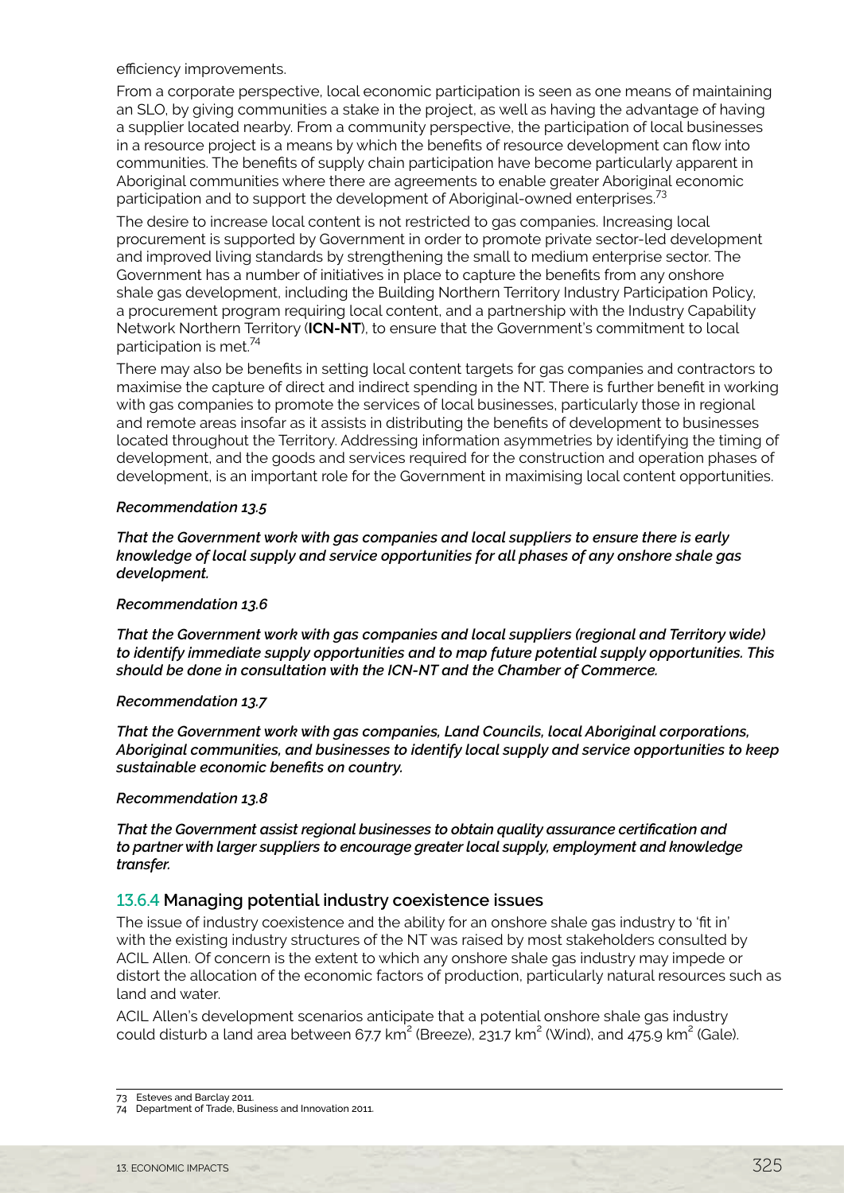efficiency improvements.

From a corporate perspective, local economic participation is seen as one means of maintaining an SLO, by giving communities a stake in the project, as well as having the advantage of having a supplier located nearby. From a community perspective, the participation of local businesses in a resource project is a means by which the benefits of resource development can flow into communities. The benefits of supply chain participation have become particularly apparent in Aboriginal communities where there are agreements to enable greater Aboriginal economic participation and to support the development of Aboriginal-owned enterprises.[73]

The desire to increase local content is not restricted to gas companies. Increasing local procurement is supported by Government in order to promote private sector-led development and improved living standards by strengthening the small to medium enterprise sector. The Government has a number of initiatives in place to capture the benefits from any onshore shale gas development, including the Building Northern Territory Industry Participation Policy, a procurement program requiring local content, and a partnership with the Industry Capability Network Northern Territory (**ICN-NT**), to ensure that the Government's commitment to local participation is met.[74]

There may also be benefits in setting local content targets for gas companies and contractors to maximise the capture of direct and indirect spending in the NT. There is further benefit in working with gas companies to promote the services of local businesses, particularly those in regional and remote areas insofar as it assists in distributing the benefits of development to businesses located throughout the Territory. Addressing information asymmetries by identifying the timing of development, and the goods and services required for the construction and operation phases of development, is an important role for the Government in maximising local content opportunities.

***Recommendation 13.5***

***That the Government work with gas companies and local suppliers to ensure there is early knowledge of local supply and service opportunities for all phases of any onshore shale gas development.***

***Recommendation 13.6***

***That the Government work with gas companies and local suppliers (regional and Territory wide) to identify immediate supply opportunities and to map future potential supply opportunities. This should be done in consultation with the ICN-NT and the Chamber of Commerce.***

***Recommendation 13.7***

***That the Government work with gas companies, Land Councils, local Aboriginal corporations, Aboriginal communities, and businesses to identify local supply and service opportunities to keep sustainable economic benefits on country.***

***Recommendation 13.8***

***That the Government assist regional businesses to obtain quality assurance certification and to partner with larger suppliers to encourage greater local supply, employment and knowledge transfer.***

### 13.6.4 Managing potential industry coexistence issues

The issue of industry coexistence and the ability for an onshore shale gas industry to 'fit in' with the existing industry structures of the NT was raised by most stakeholders consulted by ACIL Allen. Of concern is the extent to which any onshore shale gas industry may impede or distort the allocation of the economic factors of production, particularly natural resources such as land and water.

ACIL Allen's development scenarios anticipate that a potential onshore shale gas industry could disturb a land area between 67.7 $km^2$ (Breeze), 231.7 $km^2$ (Wind), and 475.9 $km^2$ (Gale).

---

73 Esteves and Barclay 2011.
74 Department of Trade, Business and Innovation 2011.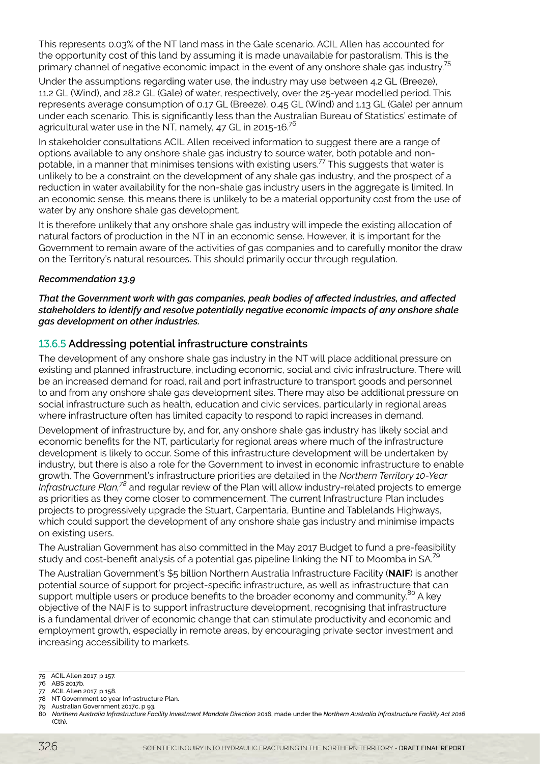This represents 0.03% of the NT land mass in the Gale scenario. ACIL Allen has accounted for the opportunity cost of this land by assuming it is made unavailable for pastoralism. This is the primary channel of negative economic impact in the event of any onshore shale gas industry.[75]

Under the assumptions regarding water use, the industry may use between 4.2 GL (Breeze), 11.2 GL (Wind), and 28.2 GL (Gale) of water, respectively, over the 25-year modelled period. This represents average consumption of 0.17 GL (Breeze), 0.45 GL (Wind) and 1.13 GL (Gale) per annum under each scenario. This is significantly less than the Australian Bureau of Statistics' estimate of agricultural water use in the NT, namely, 47 GL in 2015-16.[76]

In stakeholder consultations ACIL Allen received information to suggest there are a range of options available to any onshore shale gas industry to source water, both potable and non-potable, in a manner that minimises tensions with existing users.[77] This suggests that water is unlikely to be a constraint on the development of any shale gas industry, and the prospect of a reduction in water availability for the non-shale gas industry users in the aggregate is limited. In an economic sense, this means there is unlikely to be a material opportunity cost from the use of water by any onshore shale gas development.

It is therefore unlikely that any onshore shale gas industry will impede the existing allocation of natural factors of production in the NT in an economic sense. However, it is important for the Government to remain aware of the activities of gas companies and to carefully monitor the draw on the Territory's natural resources. This should primarily occur through regulation.

***Recommendation 13.9***

***That the Government work with gas companies, peak bodies of affected industries, and affected stakeholders to identify and resolve potentially negative economic impacts of any onshore shale gas development on other industries.***

### 13.6.5 Addressing potential infrastructure constraints

The development of any onshore shale gas industry in the NT will place additional pressure on existing and planned infrastructure, including economic, social and civic infrastructure. There will be an increased demand for road, rail and port infrastructure to transport goods and personnel to and from any onshore shale gas development sites. There may also be additional pressure on social infrastructure such as health, education and civic services, particularly in regional areas where infrastructure often has limited capacity to respond to rapid increases in demand.

Development of infrastructure by, and for, any onshore shale gas industry has likely social and economic benefits for the NT, particularly for regional areas where much of the infrastructure development is likely to occur. Some of this infrastructure development will be undertaken by industry, but there is also a role for the Government to invest in economic infrastructure to enable growth. The Government's infrastructure priorities are detailed in the *Northern Territory 10-Year Infrastructure Plan,*[78] and regular review of the Plan will allow industry-related projects to emerge as priorities as they come closer to commencement. The current Infrastructure Plan includes projects to progressively upgrade the Stuart, Carpentaria, Buntine and Tablelands Highways, which could support the development of any onshore shale gas industry and minimise impacts on existing users.

The Australian Government has also committed in the May 2017 Budget to fund a pre-feasibility study and cost-benefit analysis of a potential gas pipeline linking the NT to Moomba in SA.[79]

The Australian Government's $5 billion Northern Australia Infrastructure Facility (**NAIF**) is another potential source of support for project-specific infrastructure, as well as infrastructure that can support multiple users or produce benefits to the broader economy and community.[80] A key objective of the NAIF is to support infrastructure development, recognising that infrastructure is a fundamental driver of economic change that can stimulate productivity and economic and employment growth, especially in remote areas, by encouraging private sector investment and increasing accessibility to markets.

---

75 ACIL Allen 2017, p 157.
76 ABS 2017b.
77 ACIL Allen 2017, p 158.
78 NT Government 10 year Infrastructure Plan.
79 Australian Government 2017c, p 93.
80 *Northern Australia Infrastructure Facility Investment Mandate Direction* 2016, made under the *Northern Australia Infrastructure Facility Act 2016* (Cth).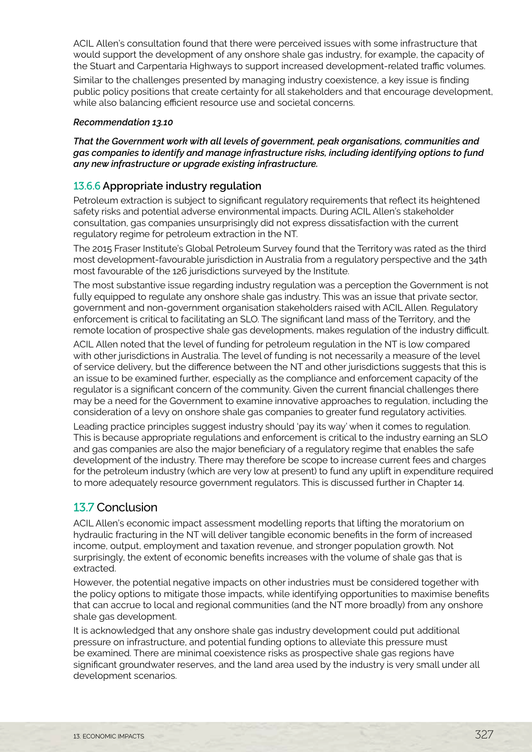ACIL Allen's consultation found that there were perceived issues with some infrastructure that would support the development of any onshore shale gas industry, for example, the capacity of the Stuart and Carpentaria Highways to support increased development-related traffic volumes.

Similar to the challenges presented by managing industry coexistence, a key issue is finding public policy positions that create certainty for all stakeholders and that encourage development, while also balancing efficient resource use and societal concerns.

***Recommendation 13.10***

***That the Government work with all levels of government, peak organisations, communities and gas companies to identify and manage infrastructure risks, including identifying options to fund any new infrastructure or upgrade existing infrastructure.***

### 13.6.6 Appropriate industry regulation

Petroleum extraction is subject to significant regulatory requirements that reflect its heightened safety risks and potential adverse environmental impacts. During ACIL Allen's stakeholder consultation, gas companies unsurprisingly did not express dissatisfaction with the current regulatory regime for petroleum extraction in the NT.

The 2015 Fraser Institute's Global Petroleum Survey found that the Territory was rated as the third most development-favourable jurisdiction in Australia from a regulatory perspective and the 34th most favourable of the 126 jurisdictions surveyed by the Institute.

The most substantive issue regarding industry regulation was a perception the Government is not fully equipped to regulate any onshore shale gas industry. This was an issue that private sector, government and non-government organisation stakeholders raised with ACIL Allen. Regulatory enforcement is critical to facilitating an SLO. The significant land mass of the Territory, and the remote location of prospective shale gas developments, makes regulation of the industry difficult.

ACIL Allen noted that the level of funding for petroleum regulation in the NT is low compared with other jurisdictions in Australia. The level of funding is not necessarily a measure of the level of service delivery, but the difference between the NT and other jurisdictions suggests that this is an issue to be examined further, especially as the compliance and enforcement capacity of the regulator is a significant concern of the community. Given the current financial challenges there may be a need for the Government to examine innovative approaches to regulation, including the consideration of a levy on onshore shale gas companies to greater fund regulatory activities.

Leading practice principles suggest industry should 'pay its way' when it comes to regulation. This is because appropriate regulations and enforcement is critical to the industry earning an SLO and gas companies are also the major beneficiary of a regulatory regime that enables the safe development of the industry. There may therefore be scope to increase current fees and charges for the petroleum industry (which are very low at present) to fund any uplift in expenditure required to more adequately resource government regulators. This is discussed further in Chapter 14.

## 13.7 Conclusion

ACIL Allen's economic impact assessment modelling reports that lifting the moratorium on hydraulic fracturing in the NT will deliver tangible economic benefits in the form of increased income, output, employment and taxation revenue, and stronger population growth. Not surprisingly, the extent of economic benefits increases with the volume of shale gas that is extracted.

However, the potential negative impacts on other industries must be considered together with the policy options to mitigate those impacts, while identifying opportunities to maximise benefits that can accrue to local and regional communities (and the NT more broadly) from any onshore shale gas development.

It is acknowledged that any onshore shale gas industry development could put additional pressure on infrastructure, and potential funding options to alleviate this pressure must be examined. There are minimal coexistence risks as prospective shale gas regions have significant groundwater reserves, and the land area used by the industry is very small under all development scenarios.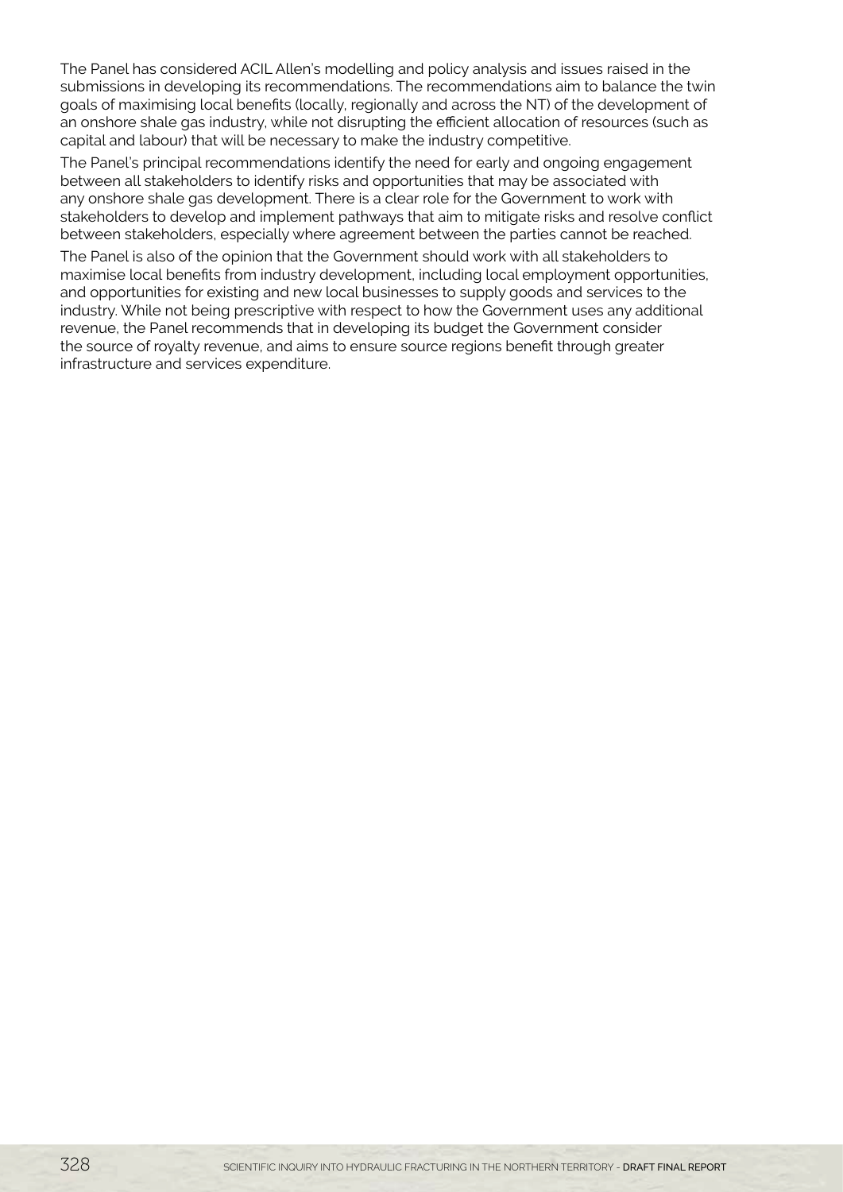The Panel has considered ACIL Allen's modelling and policy analysis and issues raised in the submissions in developing its recommendations. The recommendations aim to balance the twin goals of maximising local benefits (locally, regionally and across the NT) of the development of an onshore shale gas industry, while not disrupting the efficient allocation of resources (such as capital and labour) that will be necessary to make the industry competitive.

The Panel's principal recommendations identify the need for early and ongoing engagement between all stakeholders to identify risks and opportunities that may be associated with any onshore shale gas development. There is a clear role for the Government to work with stakeholders to develop and implement pathways that aim to mitigate risks and resolve conflict between stakeholders, especially where agreement between the parties cannot be reached.

The Panel is also of the opinion that the Government should work with all stakeholders to maximise local benefits from industry development, including local employment opportunities, and opportunities for existing and new local businesses to supply goods and services to the industry. While not being prescriptive with respect to how the Government uses any additional revenue, the Panel recommends that in developing its budget the Government consider the source of royalty revenue, and aims to ensure source regions benefit through greater infrastructure and services expenditure.